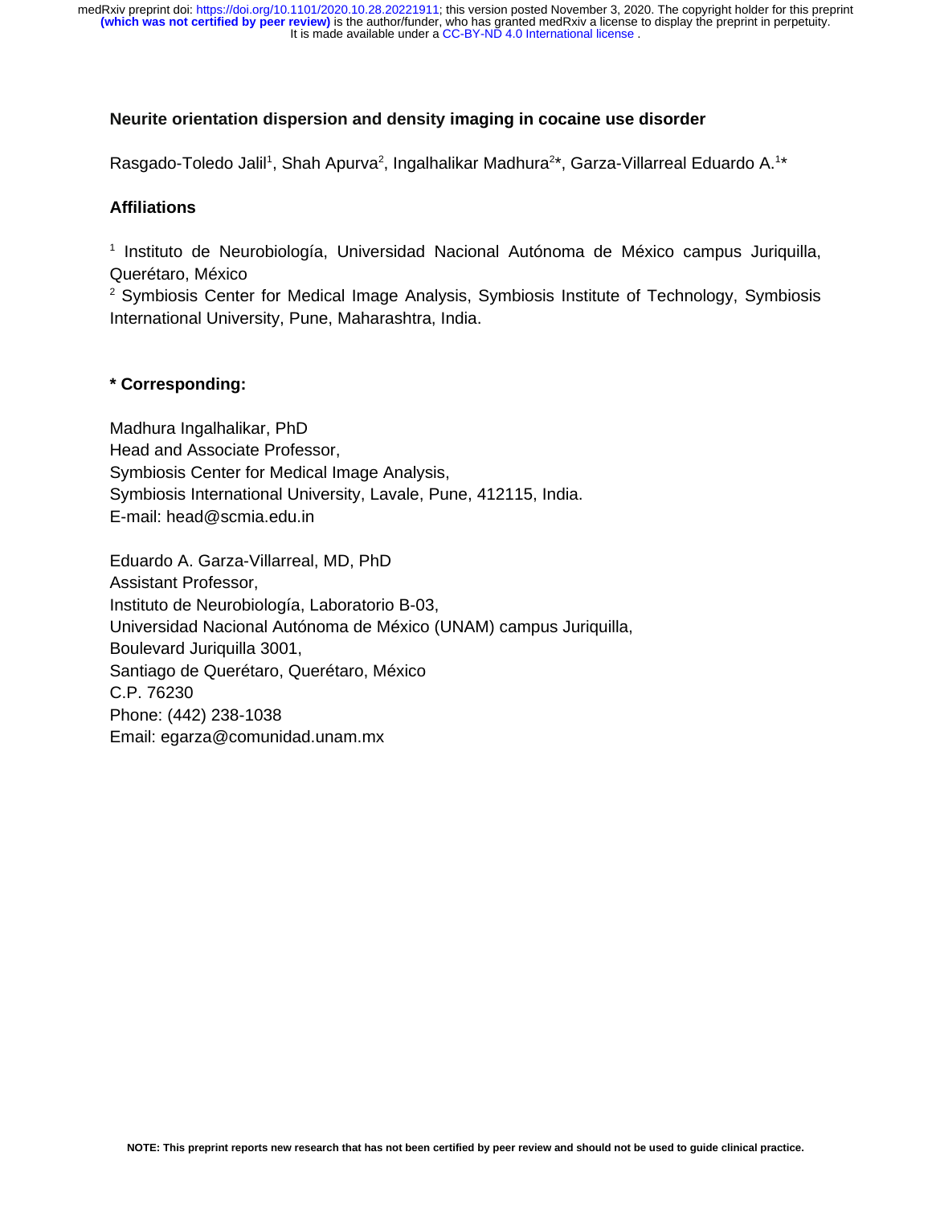# Neurite orientation dispersion and density imaging in cocaine use disorder

Rasgado-Toledo Jalil[1], Shah Apurva[2], Ingalhalikar Madhura[2]*, Garza-Villarreal Eduardo A.[1]*

## Affiliations

[1] Instituto de Neurobiología, Universidad Nacional Autónoma de México campus Juriquilla, Querétaro, México

[2] Symbiosis Center for Medical Image Analysis, Symbiosis Institute of Technology, Symbiosis International University, Pune, Maharashtra, India.

## * Corresponding:

Madhura Ingalhalikar, PhD
Head and Associate Professor,
Symbiosis Center for Medical Image Analysis,
Symbiosis International University, Lavale, Pune, 412115, India.
E-mail: head@scmia.edu.in

Eduardo A. Garza-Villarreal, MD, PhD
Assistant Professor,
Instituto de Neurobiología, Laboratorio B-03,
Universidad Nacional Autónoma de México (UNAM) campus Juriquilla,
Boulevard Juriquilla 3001,
Santiago de Querétaro, Querétaro, México
C.P. 76230
Phone: (442) 238-1038
Email: egarza@comunidad.unam.mx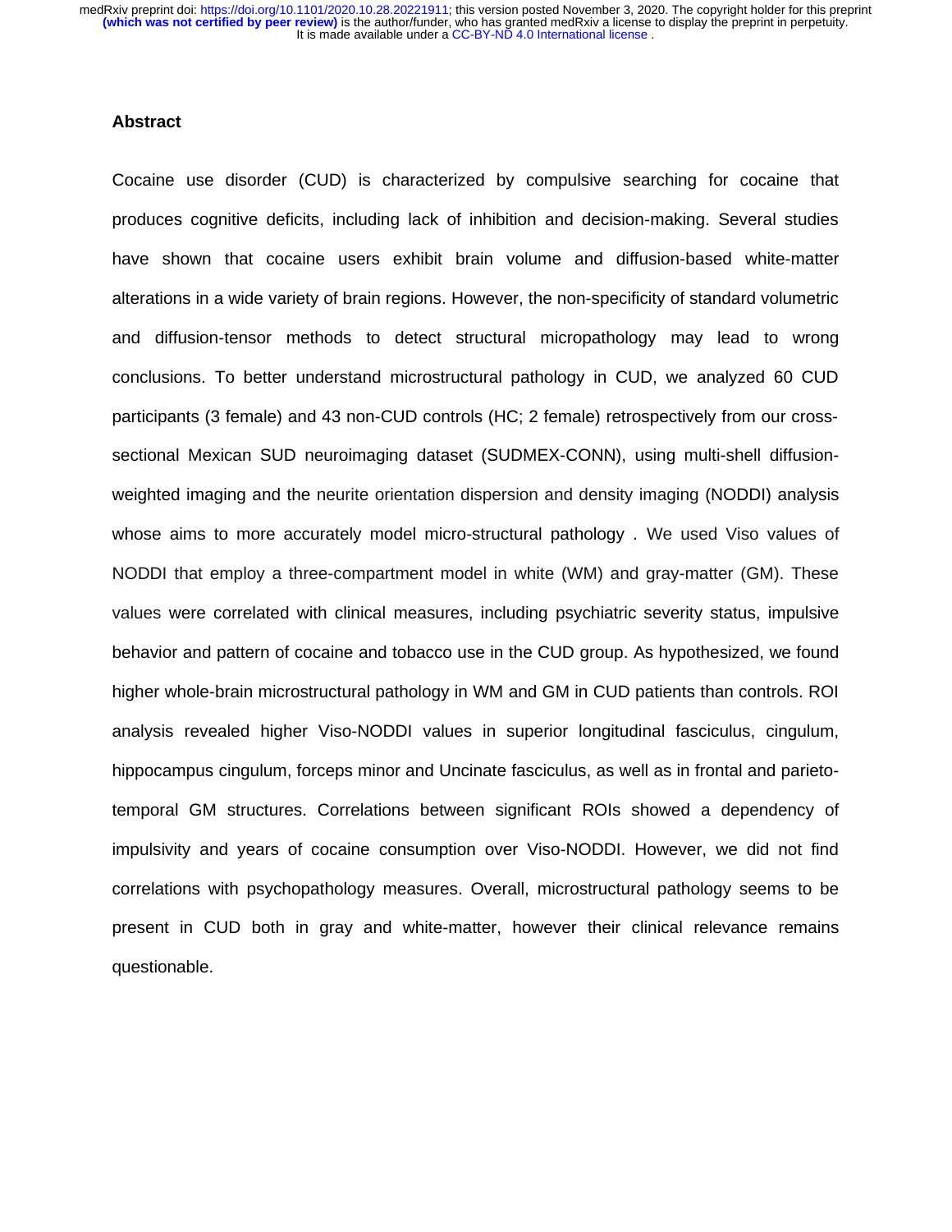## Abstract

Cocaine use disorder (CUD) is characterized by compulsive searching for cocaine that produces cognitive deficits, including lack of inhibition and decision-making. Several studies have shown that cocaine users exhibit brain volume and diffusion-based white-matter alterations in a wide variety of brain regions. However, the non-specificity of standard volumetric and diffusion-tensor methods to detect structural micropathology may lead to wrong conclusions. To better understand microstructural pathology in CUD, we analyzed 60 CUD participants (3 female) and 43 non-CUD controls (HC; 2 female) retrospectively from our cross-sectional Mexican SUD neuroimaging dataset (SUDMEX-CONN), using multi-shell diffusion-weighted imaging and the neurite orientation dispersion and density imaging (NODDI) analysis whose aims to more accurately model micro-structural pathology . We used Viso values of NODDI that employ a three-compartment model in white (WM) and gray-matter (GM). These values were correlated with clinical measures, including psychiatric severity status, impulsive behavior and pattern of cocaine and tobacco use in the CUD group. As hypothesized, we found higher whole-brain microstructural pathology in WM and GM in CUD patients than controls. ROI analysis revealed higher Viso-NODDI values in superior longitudinal fasciculus, cingulum, hippocampus cingulum, forceps minor and Uncinate fasciculus, as well as in frontal and parieto-temporal GM structures. Correlations between significant ROIs showed a dependency of impulsivity and years of cocaine consumption over Viso-NODDI. However, we did not find correlations with psychopathology measures. Overall, microstructural pathology seems to be present in CUD both in gray and white-matter, however their clinical relevance remains questionable.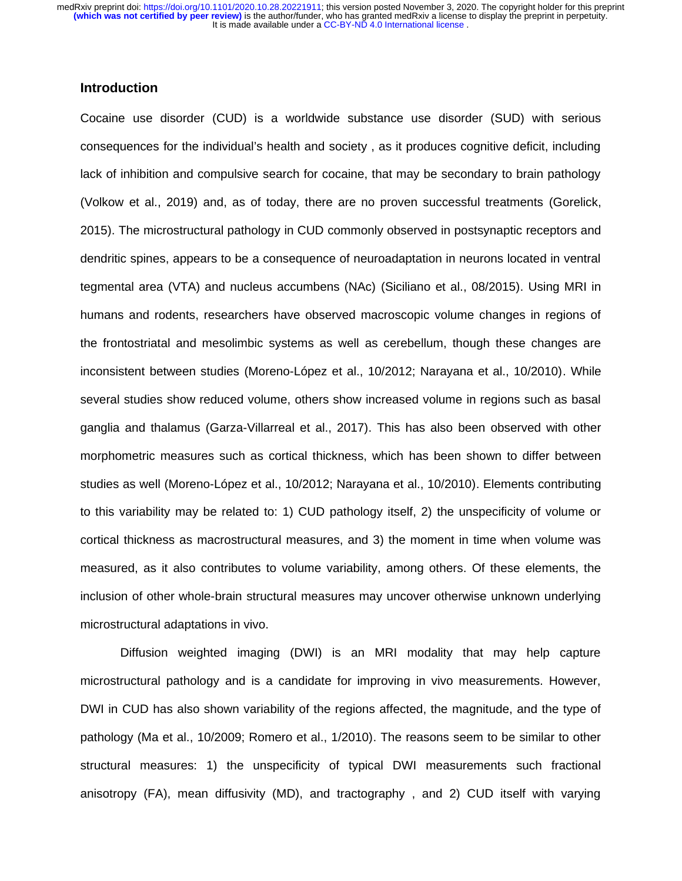## Introduction

Cocaine use disorder (CUD) is a worldwide substance use disorder (SUD) with serious consequences for the individual's health and society , as it produces cognitive deficit, including lack of inhibition and compulsive search for cocaine, that may be secondary to brain pathology (Volkow et al., 2019) and, as of today, there are no proven successful treatments (Gorelick, 2015). The microstructural pathology in CUD commonly observed in postsynaptic receptors and dendritic spines, appears to be a consequence of neuroadaptation in neurons located in ventral tegmental area (VTA) and nucleus accumbens (NAc) (Siciliano et al., 08/2015). Using MRI in humans and rodents, researchers have observed macroscopic volume changes in regions of the frontostriatal and mesolimbic systems as well as cerebellum, though these changes are inconsistent between studies (Moreno-López et al., 10/2012; Narayana et al., 10/2010). While several studies show reduced volume, others show increased volume in regions such as basal ganglia and thalamus (Garza-Villarreal et al., 2017). This has also been observed with other morphometric measures such as cortical thickness, which has been shown to differ between studies as well (Moreno-López et al., 10/2012; Narayana et al., 10/2010). Elements contributing to this variability may be related to: 1) CUD pathology itself, 2) the unspecificity of volume or cortical thickness as macrostructural measures, and 3) the moment in time when volume was measured, as it also contributes to volume variability, among others. Of these elements, the inclusion of other whole-brain structural measures may uncover otherwise unknown underlying microstructural adaptations in vivo.

Diffusion weighted imaging (DWI) is an MRI modality that may help capture microstructural pathology and is a candidate for improving in vivo measurements. However, DWI in CUD has also shown variability of the regions affected, the magnitude, and the type of pathology (Ma et al., 10/2009; Romero et al., 1/2010). The reasons seem to be similar to other structural measures: 1) the unspecificity of typical DWI measurements such fractional anisotropy (FA), mean diffusivity (MD), and tractography , and 2) CUD itself with varying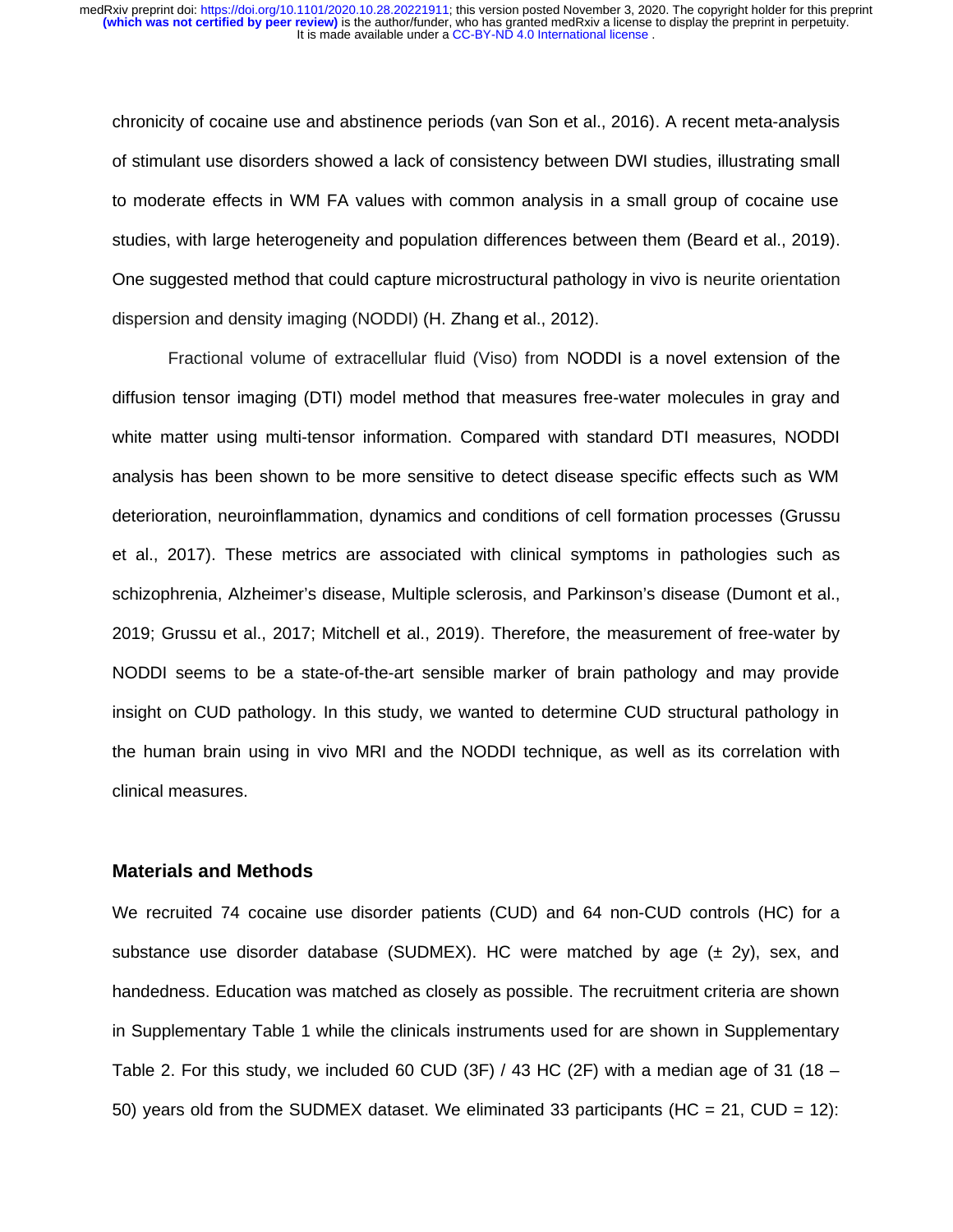chronicity of cocaine use and abstinence periods (van Son et al., 2016). A recent meta-analysis of stimulant use disorders showed a lack of consistency between DWI studies, illustrating small to moderate effects in WM FA values with common analysis in a small group of cocaine use studies, with large heterogeneity and population differences between them (Beard et al., 2019). One suggested method that could capture microstructural pathology in vivo is neurite orientation dispersion and density imaging (NODDI) (H. Zhang et al., 2012).

Fractional volume of extracellular fluid (Viso) from NODDI is a novel extension of the diffusion tensor imaging (DTI) model method that measures free-water molecules in gray and white matter using multi-tensor information. Compared with standard DTI measures, NODDI analysis has been shown to be more sensitive to detect disease specific effects such as WM deterioration, neuroinflammation, dynamics and conditions of cell formation processes (Grussu et al., 2017). These metrics are associated with clinical symptoms in pathologies such as schizophrenia, Alzheimer's disease, Multiple sclerosis, and Parkinson's disease (Dumont et al., 2019; Grussu et al., 2017; Mitchell et al., 2019). Therefore, the measurement of free-water by NODDI seems to be a state-of-the-art sensible marker of brain pathology and may provide insight on CUD pathology. In this study, we wanted to determine CUD structural pathology in the human brain using in vivo MRI and the NODDI technique, as well as its correlation with clinical measures.

## Materials and Methods

We recruited 74 cocaine use disorder patients (CUD) and 64 non-CUD controls (HC) for a substance use disorder database (SUDMEX). HC were matched by age (± 2y), sex, and handedness. Education was matched as closely as possible. The recruitment criteria are shown in Supplementary Table 1 while the clinicals instruments used for are shown in Supplementary Table 2. For this study, we included 60 CUD (3F) / 43 HC (2F) with a median age of 31 (18 – 50) years old from the SUDMEX dataset. We eliminated 33 participants (HC = 21, CUD = 12):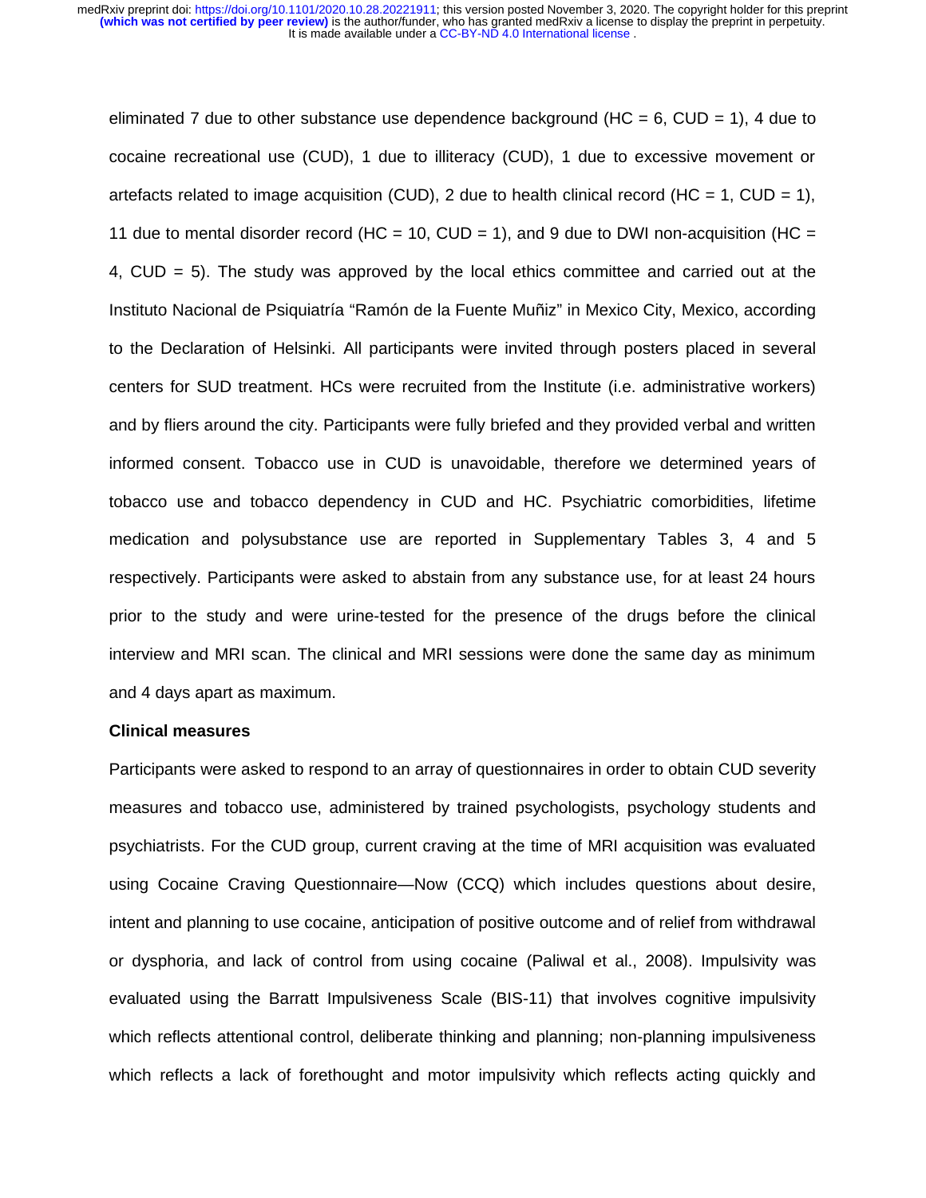eliminated 7 due to other substance use dependence background (HC = 6, CUD = 1), 4 due to cocaine recreational use (CUD), 1 due to illiteracy (CUD), 1 due to excessive movement or artefacts related to image acquisition (CUD), 2 due to health clinical record (HC = 1, CUD = 1), 11 due to mental disorder record (HC = 10, CUD = 1), and 9 due to DWI non-acquisition (HC = 4, CUD = 5). The study was approved by the local ethics committee and carried out at the Instituto Nacional de Psiquiatría "Ramón de la Fuente Muñiz" in Mexico City, Mexico, according to the Declaration of Helsinki. All participants were invited through posters placed in several centers for SUD treatment. HCs were recruited from the Institute (i.e. administrative workers) and by fliers around the city. Participants were fully briefed and they provided verbal and written informed consent. Tobacco use in CUD is unavoidable, therefore we determined years of tobacco use and tobacco dependency in CUD and HC. Psychiatric comorbidities, lifetime medication and polysubstance use are reported in Supplementary Tables 3, 4 and 5 respectively. Participants were asked to abstain from any substance use, for at least 24 hours prior to the study and were urine-tested for the presence of the drugs before the clinical interview and MRI scan. The clinical and MRI sessions were done the same day as minimum and 4 days apart as maximum.

**Clinical measures**

Participants were asked to respond to an array of questionnaires in order to obtain CUD severity measures and tobacco use, administered by trained psychologists, psychology students and psychiatrists. For the CUD group, current craving at the time of MRI acquisition was evaluated using Cocaine Craving Questionnaire—Now (CCQ) which includes questions about desire, intent and planning to use cocaine, anticipation of positive outcome and of relief from withdrawal or dysphoria, and lack of control from using cocaine (Paliwal et al., 2008). Impulsivity was evaluated using the Barratt Impulsiveness Scale (BIS-11) that involves cognitive impulsivity which reflects attentional control, deliberate thinking and planning; non-planning impulsiveness which reflects a lack of forethought and motor impulsivity which reflects acting quickly and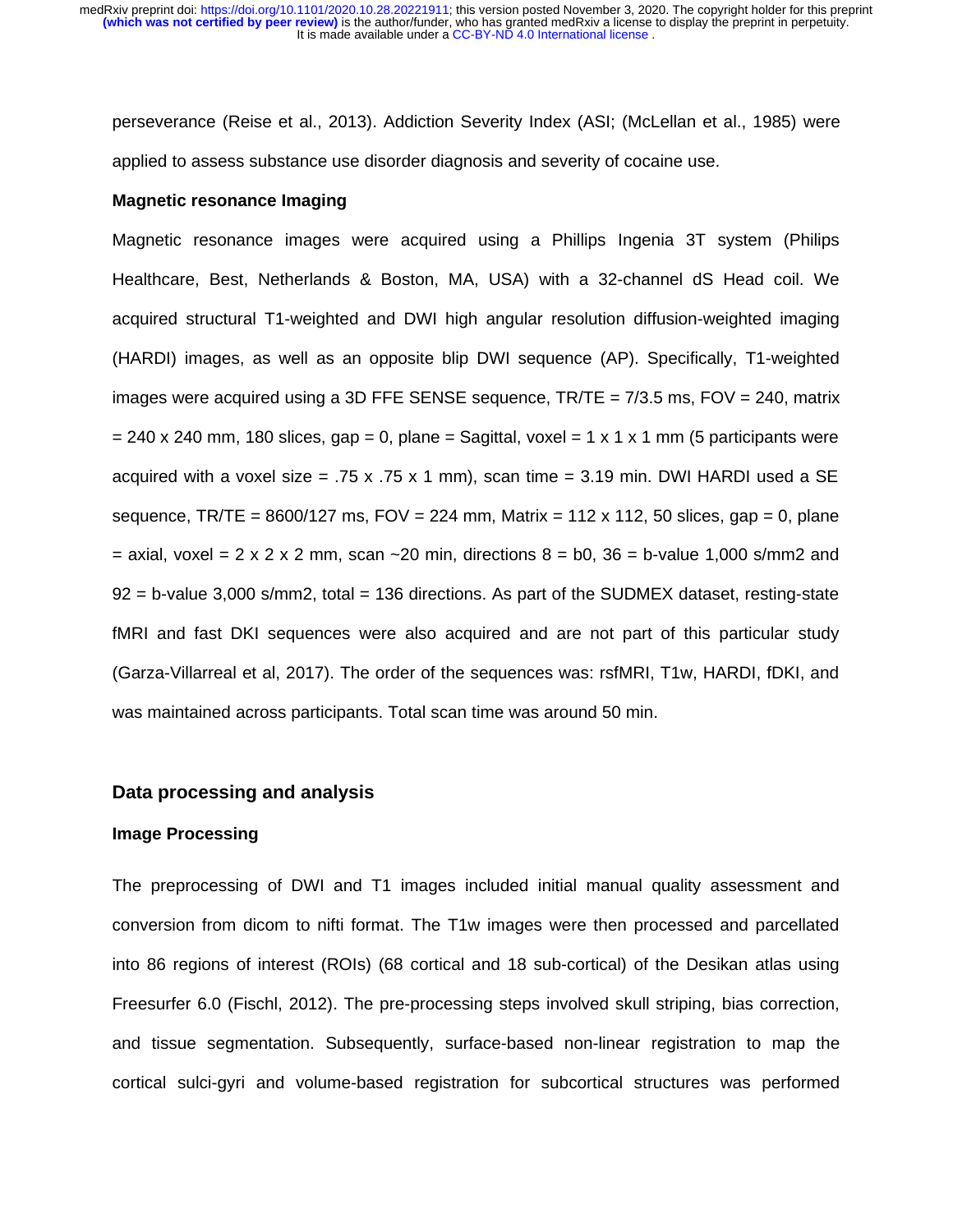perseverance (Reise et al., 2013). Addiction Severity Index (ASI; (McLellan et al., 1985) were applied to assess substance use disorder diagnosis and severity of cocaine use.

**Magnetic resonance Imaging**

Magnetic resonance images were acquired using a Phillips Ingenia 3T system (Philips Healthcare, Best, Netherlands & Boston, MA, USA) with a 32-channel dS Head coil. We acquired structural T1-weighted and DWI high angular resolution diffusion-weighted imaging (HARDI) images, as well as an opposite blip DWI sequence (AP). Specifically, T1-weighted images were acquired using a 3D FFE SENSE sequence, TR/TE = 7/3.5 ms, FOV = 240, matrix = 240 x 240 mm, 180 slices, gap = 0, plane = Sagittal, voxel = 1 x 1 x 1 mm (5 participants were acquired with a voxel size = .75 x .75 x 1 mm), scan time = 3.19 min. DWI HARDI used a SE sequence, TR/TE = 8600/127 ms, FOV = 224 mm, Matrix = 112 x 112, 50 slices, gap = 0, plane = axial, voxel = 2 x 2 x 2 mm, scan ~20 min, directions 8 = b0, 36 = b-value 1,000 s/mm2 and 92 = b-value 3,000 s/mm2, total = 136 directions. As part of the SUDMEX dataset, resting-state fMRI and fast DKI sequences were also acquired and are not part of this particular study (Garza-Villarreal et al, 2017). The order of the sequences was: rsfMRI, T1w, HARDI, fDKI, and was maintained across participants. Total scan time was around 50 min.

## Data processing and analysis

**Image Processing**

The preprocessing of DWI and T1 images included initial manual quality assessment and conversion from dicom to nifti format. The T1w images were then processed and parcellated into 86 regions of interest (ROIs) (68 cortical and 18 sub-cortical) of the Desikan atlas using Freesurfer 6.0 (Fischl, 2012). The pre-processing steps involved skull striping, bias correction, and tissue segmentation. Subsequently, surface-based non-linear registration to map the cortical sulci-gyri and volume-based registration for subcortical structures was performed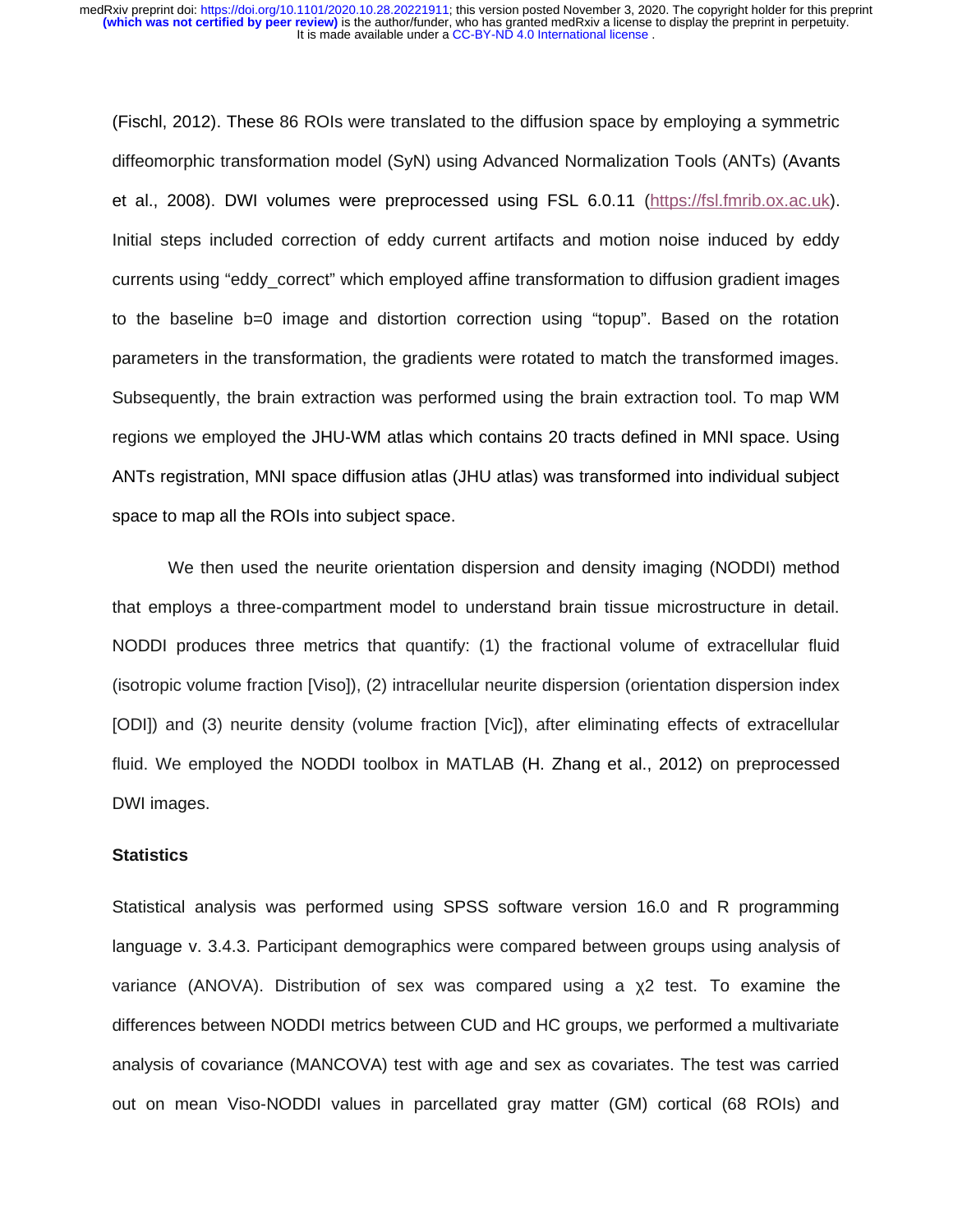(Fischl, 2012). These 86 ROIs were translated to the diffusion space by employing a symmetric diffeomorphic transformation model (SyN) using Advanced Normalization Tools (ANTs) (Avants et al., 2008). DWI volumes were preprocessed using FSL 6.0.11 (https://fsl.fmrib.ox.ac.uk). Initial steps included correction of eddy current artifacts and motion noise induced by eddy currents using "eddy_correct" which employed affine transformation to diffusion gradient images to the baseline b=0 image and distortion correction using "topup". Based on the rotation parameters in the transformation, the gradients were rotated to match the transformed images. Subsequently, the brain extraction was performed using the brain extraction tool. To map WM regions we employed the JHU-WM atlas which contains 20 tracts defined in MNI space. Using ANTs registration, MNI space diffusion atlas (JHU atlas) was transformed into individual subject space to map all the ROIs into subject space.

We then used the neurite orientation dispersion and density imaging (NODDI) method that employs a three-compartment model to understand brain tissue microstructure in detail. NODDI produces three metrics that quantify: (1) the fractional volume of extracellular fluid (isotropic volume fraction [Viso]), (2) intracellular neurite dispersion (orientation dispersion index [ODI]) and (3) neurite density (volume fraction [Vic]), after eliminating effects of extracellular fluid. We employed the NODDI toolbox in MATLAB (H. Zhang et al., 2012) on preprocessed DWI images.

### Statistics

Statistical analysis was performed using SPSS software version 16.0 and R programming language v. 3.4.3. Participant demographics were compared between groups using analysis of variance (ANOVA). Distribution of sex was compared using a $\chi^2$ test. To examine the differences between NODDI metrics between CUD and HC groups, we performed a multivariate analysis of covariance (MANCOVA) test with age and sex as covariates. The test was carried out on mean Viso-NODDI values in parcellated gray matter (GM) cortical (68 ROIs) and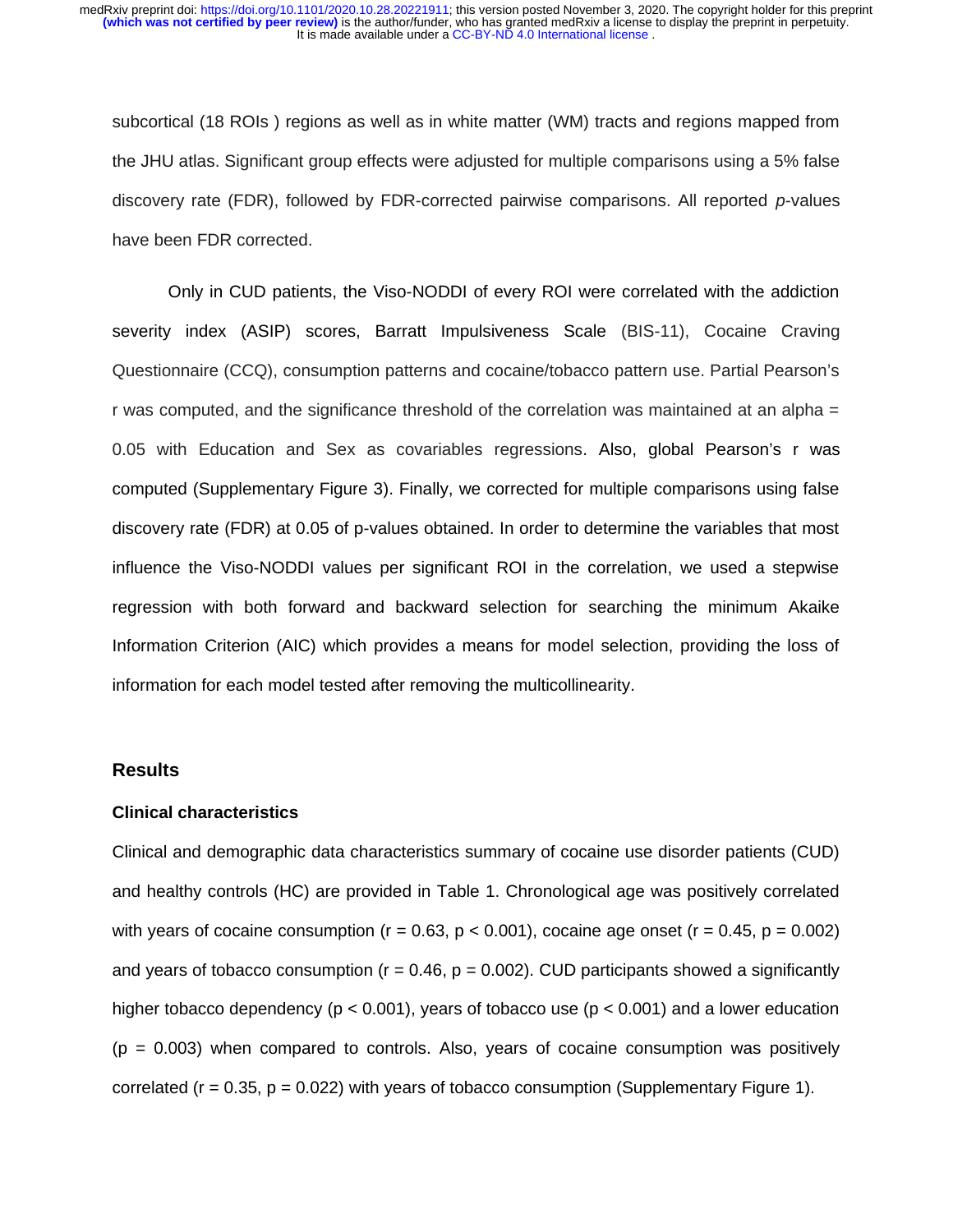subcortical (18 ROIs ) regions as well as in white matter (WM) tracts and regions mapped from the JHU atlas. Significant group effects were adjusted for multiple comparisons using a 5% false discovery rate (FDR), followed by FDR-corrected pairwise comparisons. All reported *p*-values have been FDR corrected.

Only in CUD patients, the Viso-NODDI of every ROI were correlated with the addiction severity index (ASIP) scores, Barratt Impulsiveness Scale (BIS-11), Cocaine Craving Questionnaire (CCQ), consumption patterns and cocaine/tobacco pattern use. Partial Pearson's r was computed, and the significance threshold of the correlation was maintained at an alpha = 0.05 with Education and Sex as covariables regressions. Also, global Pearson's r was computed (Supplementary Figure 3). Finally, we corrected for multiple comparisons using false discovery rate (FDR) at 0.05 of p-values obtained. In order to determine the variables that most influence the Viso-NODDI values per significant ROI in the correlation, we used a stepwise regression with both forward and backward selection for searching the minimum Akaike Information Criterion (AIC) which provides a means for model selection, providing the loss of information for each model tested after removing the multicollinearity.

## Results

### Clinical characteristics

Clinical and demographic data characteristics summary of cocaine use disorder patients (CUD) and healthy controls (HC) are provided in Table 1. Chronological age was positively correlated with years of cocaine consumption ($r = 0.63$, $p < 0.001$), cocaine age onset ($r = 0.45$, $p = 0.002$) and years of tobacco consumption ($r = 0.46$, $p = 0.002$). CUD participants showed a significantly higher tobacco dependency ($p < 0.001$), years of tobacco use ($p < 0.001$) and a lower education ($p = 0.003$) when compared to controls. Also, years of cocaine consumption was positively correlated ($r = 0.35$, $p = 0.022$) with years of tobacco consumption (Supplementary Figure 1).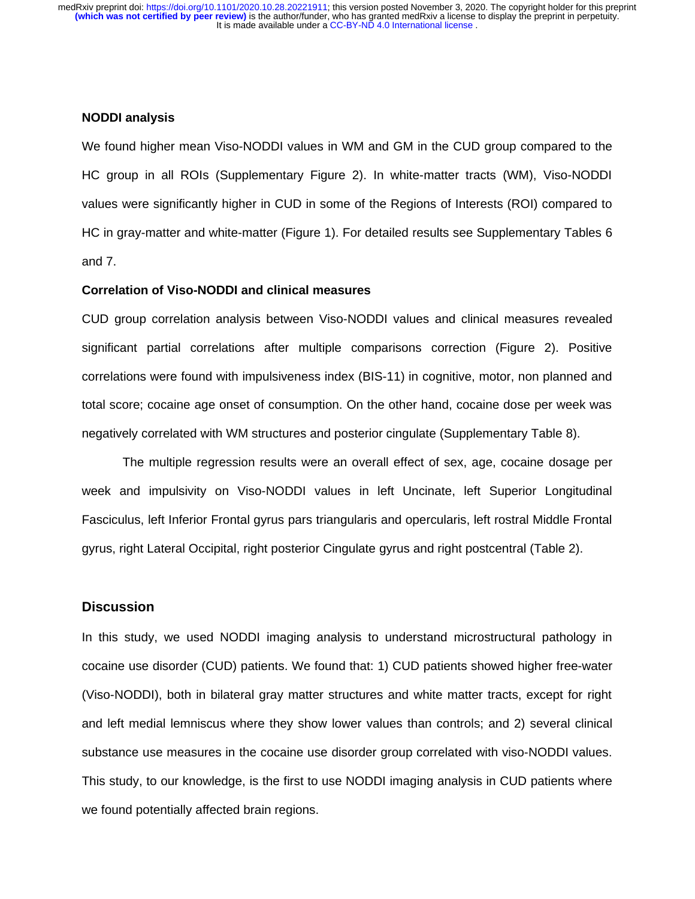### NODDI analysis

We found higher mean Viso-NODDI values in WM and GM in the CUD group compared to the HC group in all ROIs (Supplementary Figure 2). In white-matter tracts (WM), Viso-NODDI values were significantly higher in CUD in some of the Regions of Interests (ROI) compared to HC in gray-matter and white-matter (Figure 1). For detailed results see Supplementary Tables 6 and 7.

### Correlation of Viso-NODDI and clinical measures

CUD group correlation analysis between Viso-NODDI values and clinical measures revealed significant partial correlations after multiple comparisons correction (Figure 2). Positive correlations were found with impulsiveness index (BIS-11) in cognitive, motor, non planned and total score; cocaine age onset of consumption. On the other hand, cocaine dose per week was negatively correlated with WM structures and posterior cingulate (Supplementary Table 8).

The multiple regression results were an overall effect of sex, age, cocaine dosage per week and impulsivity on Viso-NODDI values in left Uncinate, left Superior Longitudinal Fasciculus, left Inferior Frontal gyrus pars triangularis and opercularis, left rostral Middle Frontal gyrus, right Lateral Occipital, right posterior Cingulate gyrus and right postcentral (Table 2).

## Discussion

In this study, we used NODDI imaging analysis to understand microstructural pathology in cocaine use disorder (CUD) patients. We found that: 1) CUD patients showed higher free-water (Viso-NODDI), both in bilateral gray matter structures and white matter tracts, except for right and left medial lemniscus where they show lower values than controls; and 2) several clinical substance use measures in the cocaine use disorder group correlated with viso-NODDI values. This study, to our knowledge, is the first to use NODDI imaging analysis in CUD patients where we found potentially affected brain regions.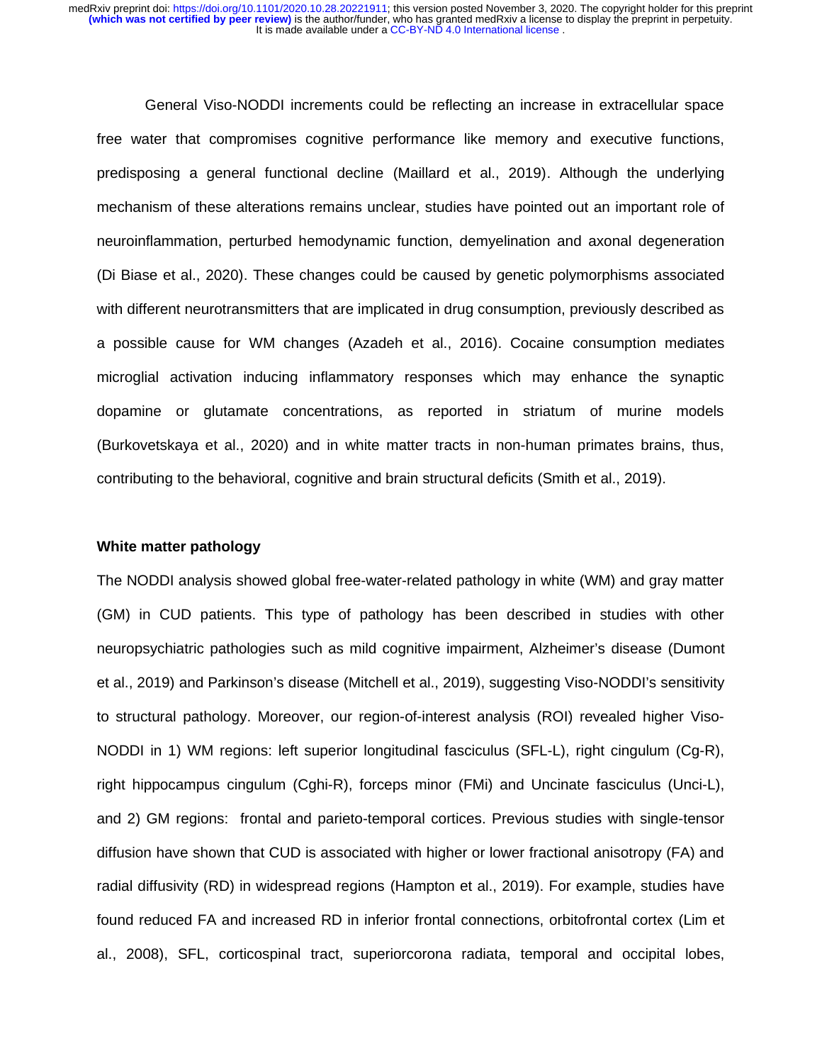General Viso-NODDI increments could be reflecting an increase in extracellular space free water that compromises cognitive performance like memory and executive functions, predisposing a general functional decline (Maillard et al., 2019). Although the underlying mechanism of these alterations remains unclear, studies have pointed out an important role of neuroinflammation, perturbed hemodynamic function, demyelination and axonal degeneration (Di Biase et al., 2020). These changes could be caused by genetic polymorphisms associated with different neurotransmitters that are implicated in drug consumption, previously described as a possible cause for WM changes (Azadeh et al., 2016). Cocaine consumption mediates microglial activation inducing inflammatory responses which may enhance the synaptic dopamine or glutamate concentrations, as reported in striatum of murine models (Burkovetskaya et al., 2020) and in white matter tracts in non-human primates brains, thus, contributing to the behavioral, cognitive and brain structural deficits (Smith et al., 2019).

**White matter pathology**

The NODDI analysis showed global free-water-related pathology in white (WM) and gray matter (GM) in CUD patients. This type of pathology has been described in studies with other neuropsychiatric pathologies such as mild cognitive impairment, Alzheimer's disease (Dumont et al., 2019) and Parkinson's disease (Mitchell et al., 2019), suggesting Viso-NODDI's sensitivity to structural pathology. Moreover, our region-of-interest analysis (ROI) revealed higher Viso-NODDI in 1) WM regions: left superior longitudinal fasciculus (SFL-L), right cingulum (Cg-R), right hippocampus cingulum (Cghi-R), forceps minor (FMi) and Uncinate fasciculus (Unci-L), and 2) GM regions: frontal and parieto-temporal cortices. Previous studies with single-tensor diffusion have shown that CUD is associated with higher or lower fractional anisotropy (FA) and radial diffusivity (RD) in widespread regions (Hampton et al., 2019). For example, studies have found reduced FA and increased RD in inferior frontal connections, orbitofrontal cortex (Lim et al., 2008), SFL, corticospinal tract, superiorcorona radiata, temporal and occipital lobes,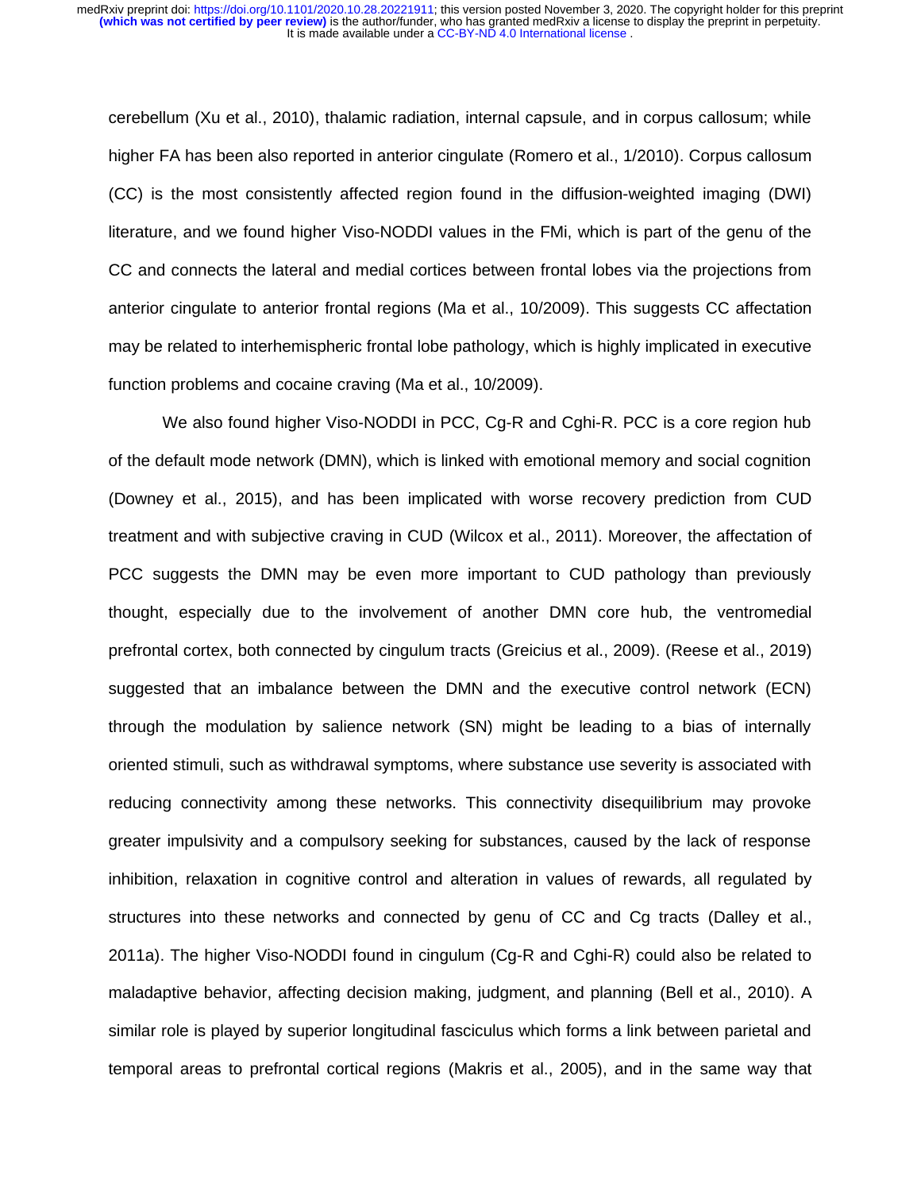cerebellum (Xu et al., 2010), thalamic radiation, internal capsule, and in corpus callosum; while higher FA has been also reported in anterior cingulate (Romero et al., 1/2010). Corpus callosum (CC) is the most consistently affected region found in the diffusion-weighted imaging (DWI) literature, and we found higher Viso-NODDI values in the FMi, which is part of the genu of the CC and connects the lateral and medial cortices between frontal lobes via the projections from anterior cingulate to anterior frontal regions (Ma et al., 10/2009). This suggests CC affectation may be related to interhemispheric frontal lobe pathology, which is highly implicated in executive function problems and cocaine craving (Ma et al., 10/2009).

We also found higher Viso-NODDI in PCC, Cg-R and Cghi-R. PCC is a core region hub of the default mode network (DMN), which is linked with emotional memory and social cognition (Downey et al., 2015), and has been implicated with worse recovery prediction from CUD treatment and with subjective craving in CUD (Wilcox et al., 2011). Moreover, the affectation of PCC suggests the DMN may be even more important to CUD pathology than previously thought, especially due to the involvement of another DMN core hub, the ventromedial prefrontal cortex, both connected by cingulum tracts (Greicius et al., 2009). (Reese et al., 2019) suggested that an imbalance between the DMN and the executive control network (ECN) through the modulation by salience network (SN) might be leading to a bias of internally oriented stimuli, such as withdrawal symptoms, where substance use severity is associated with reducing connectivity among these networks. This connectivity disequilibrium may provoke greater impulsivity and a compulsory seeking for substances, caused by the lack of response inhibition, relaxation in cognitive control and alteration in values of rewards, all regulated by structures into these networks and connected by genu of CC and Cg tracts (Dalley et al., 2011a). The higher Viso-NODDI found in cingulum (Cg-R and Cghi-R) could also be related to maladaptive behavior, affecting decision making, judgment, and planning (Bell et al., 2010). A similar role is played by superior longitudinal fasciculus which forms a link between parietal and temporal areas to prefrontal cortical regions (Makris et al., 2005), and in the same way that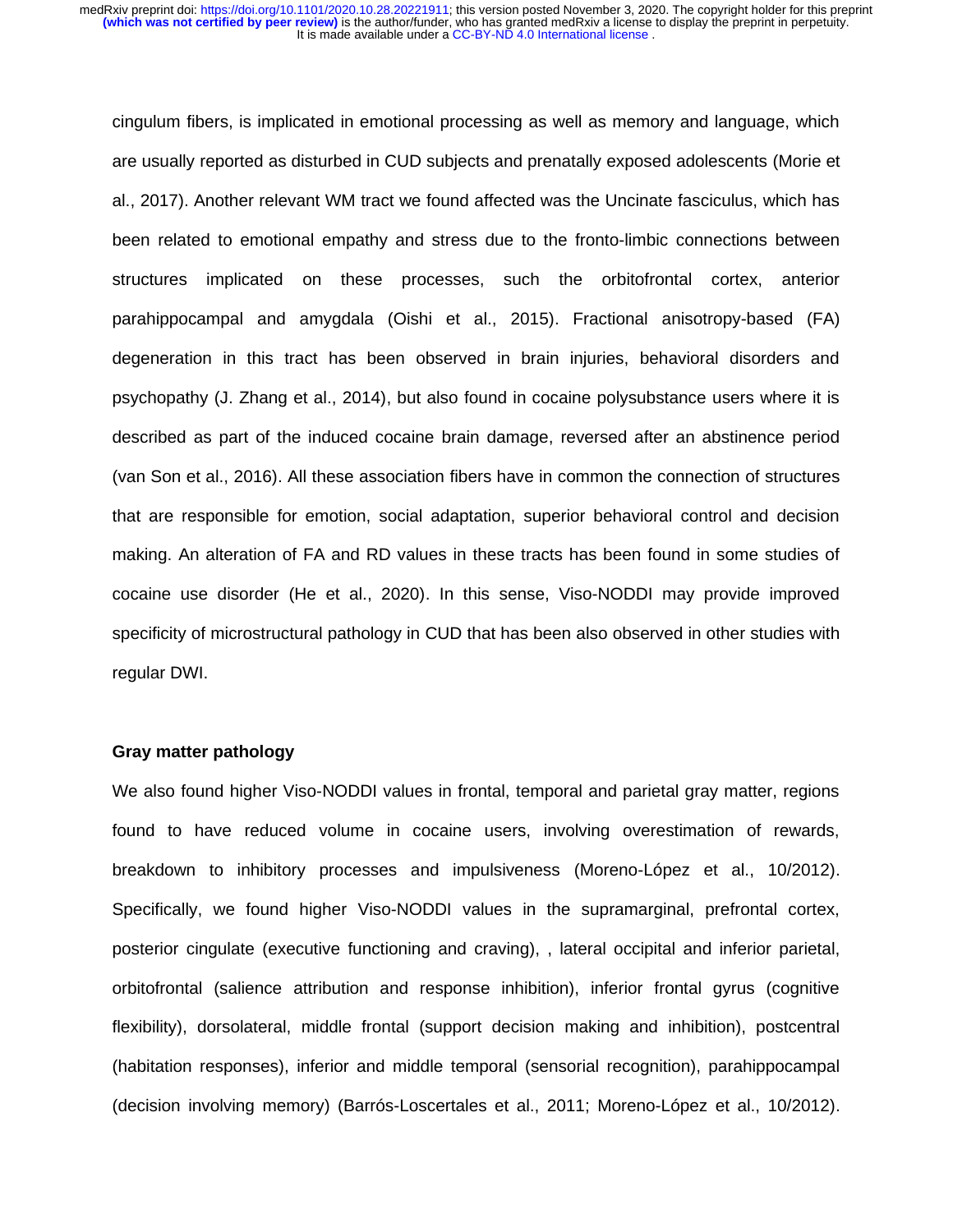cingulum fibers, is implicated in emotional processing as well as memory and language, which are usually reported as disturbed in CUD subjects and prenatally exposed adolescents (Morie et al., 2017). Another relevant WM tract we found affected was the Uncinate fasciculus, which has been related to emotional empathy and stress due to the fronto-limbic connections between structures implicated on these processes, such the orbitofrontal cortex, anterior parahippocampal and amygdala (Oishi et al., 2015). Fractional anisotropy-based (FA) degeneration in this tract has been observed in brain injuries, behavioral disorders and psychopathy (J. Zhang et al., 2014), but also found in cocaine polysubstance users where it is described as part of the induced cocaine brain damage, reversed after an abstinence period (van Son et al., 2016). All these association fibers have in common the connection of structures that are responsible for emotion, social adaptation, superior behavioral control and decision making. An alteration of FA and RD values in these tracts has been found in some studies of cocaine use disorder (He et al., 2020). In this sense, Viso-NODDI may provide improved specificity of microstructural pathology in CUD that has been also observed in other studies with regular DWI.

**Gray matter pathology**

We also found higher Viso-NODDI values in frontal, temporal and parietal gray matter, regions found to have reduced volume in cocaine users, involving overestimation of rewards, breakdown to inhibitory processes and impulsiveness (Moreno-López et al., 10/2012). Specifically, we found higher Viso-NODDI values in the supramarginal, prefrontal cortex, posterior cingulate (executive functioning and craving), , lateral occipital and inferior parietal, orbitofrontal (salience attribution and response inhibition), inferior frontal gyrus (cognitive flexibility), dorsolateral, middle frontal (support decision making and inhibition), postcentral (habitation responses), inferior and middle temporal (sensorial recognition), parahippocampal (decision involving memory) (Barrós-Loscertales et al., 2011; Moreno-López et al., 10/2012).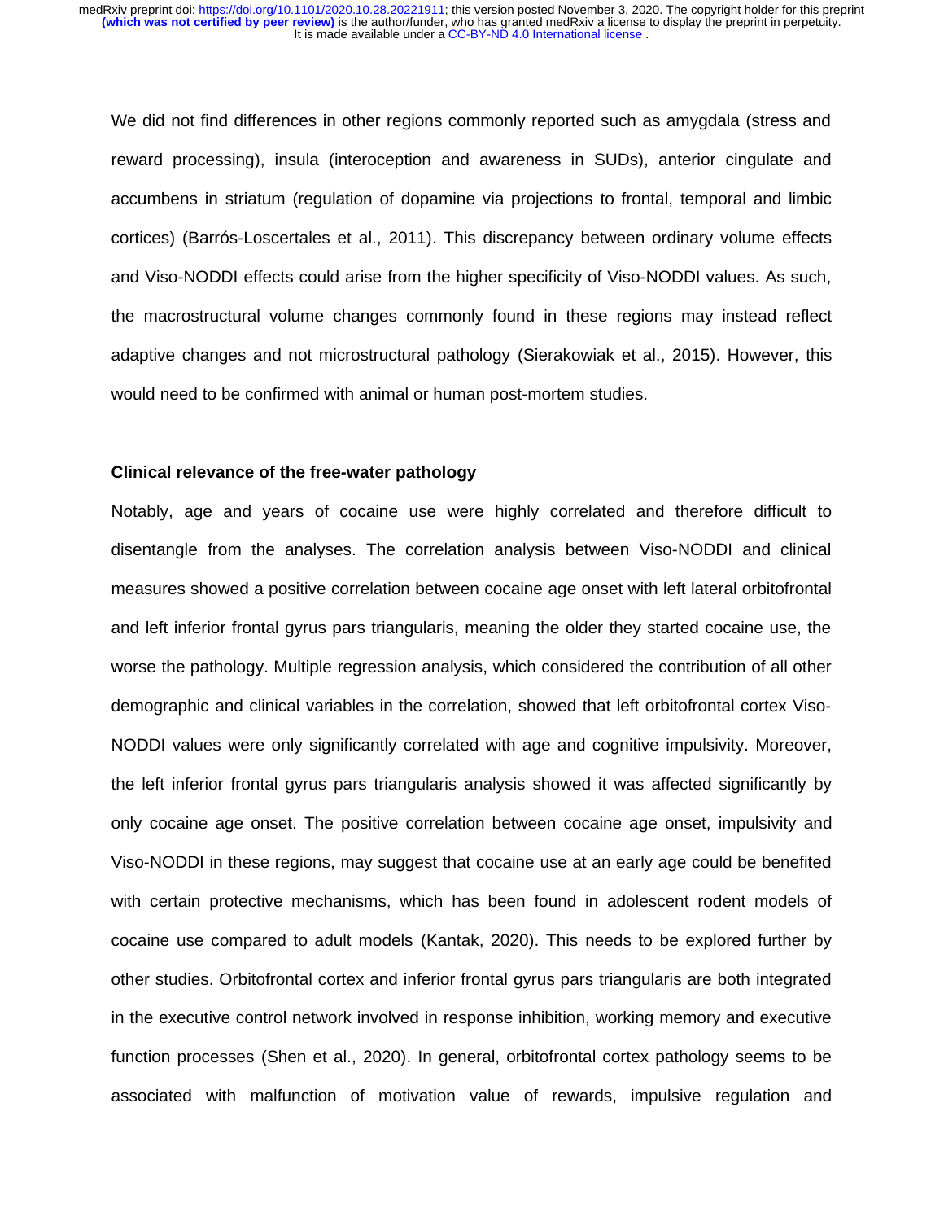We did not find differences in other regions commonly reported such as amygdala (stress and reward processing), insula (interoception and awareness in SUDs), anterior cingulate and accumbens in striatum (regulation of dopamine via projections to frontal, temporal and limbic cortices) (Barrós-Loscertales et al., 2011). This discrepancy between ordinary volume effects and Viso-NODDI effects could arise from the higher specificity of Viso-NODDI values. As such, the macrostructural volume changes commonly found in these regions may instead reflect adaptive changes and not microstructural pathology (Sierakowiak et al., 2015). However, this would need to be confirmed with animal or human post-mortem studies.

**Clinical relevance of the free-water pathology**

Notably, age and years of cocaine use were highly correlated and therefore difficult to disentangle from the analyses. The correlation analysis between Viso-NODDI and clinical measures showed a positive correlation between cocaine age onset with left lateral orbitofrontal and left inferior frontal gyrus pars triangularis, meaning the older they started cocaine use, the worse the pathology. Multiple regression analysis, which considered the contribution of all other demographic and clinical variables in the correlation, showed that left orbitofrontal cortex Viso-NODDI values were only significantly correlated with age and cognitive impulsivity. Moreover, the left inferior frontal gyrus pars triangularis analysis showed it was affected significantly by only cocaine age onset. The positive correlation between cocaine age onset, impulsivity and Viso-NODDI in these regions, may suggest that cocaine use at an early age could be benefited with certain protective mechanisms, which has been found in adolescent rodent models of cocaine use compared to adult models (Kantak, 2020). This needs to be explored further by other studies. Orbitofrontal cortex and inferior frontal gyrus pars triangularis are both integrated in the executive control network involved in response inhibition, working memory and executive function processes (Shen et al., 2020). In general, orbitofrontal cortex pathology seems to be associated with malfunction of motivation value of rewards, impulsive regulation and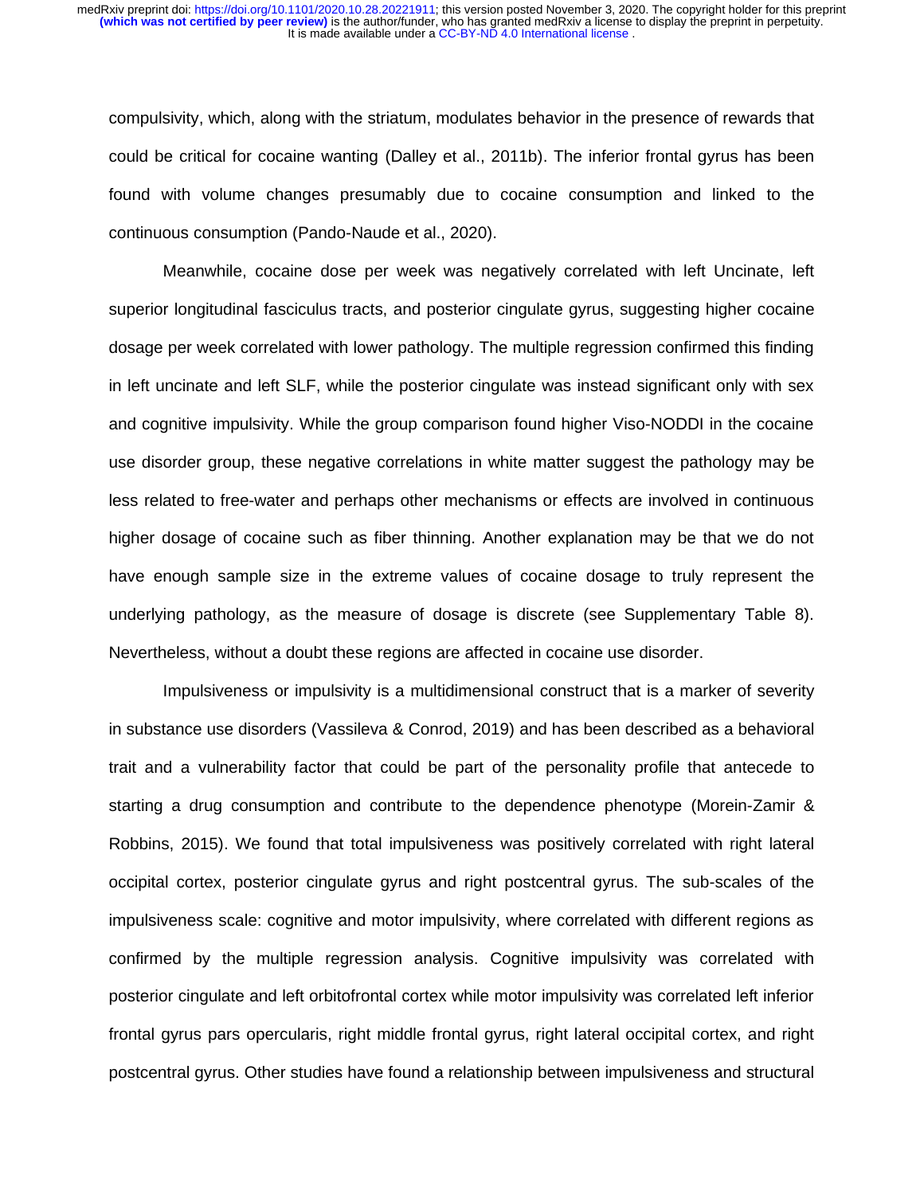compulsivity, which, along with the striatum, modulates behavior in the presence of rewards that could be critical for cocaine wanting (Dalley et al., 2011b). The inferior frontal gyrus has been found with volume changes presumably due to cocaine consumption and linked to the continuous consumption (Pando-Naude et al., 2020).

Meanwhile, cocaine dose per week was negatively correlated with left Uncinate, left superior longitudinal fasciculus tracts, and posterior cingulate gyrus, suggesting higher cocaine dosage per week correlated with lower pathology. The multiple regression confirmed this finding in left uncinate and left SLF, while the posterior cingulate was instead significant only with sex and cognitive impulsivity. While the group comparison found higher Viso-NODDI in the cocaine use disorder group, these negative correlations in white matter suggest the pathology may be less related to free-water and perhaps other mechanisms or effects are involved in continuous higher dosage of cocaine such as fiber thinning. Another explanation may be that we do not have enough sample size in the extreme values of cocaine dosage to truly represent the underlying pathology, as the measure of dosage is discrete (see Supplementary Table 8). Nevertheless, without a doubt these regions are affected in cocaine use disorder.

Impulsiveness or impulsivity is a multidimensional construct that is a marker of severity in substance use disorders (Vassileva & Conrod, 2019) and has been described as a behavioral trait and a vulnerability factor that could be part of the personality profile that antecede to starting a drug consumption and contribute to the dependence phenotype (Morein-Zamir & Robbins, 2015). We found that total impulsiveness was positively correlated with right lateral occipital cortex, posterior cingulate gyrus and right postcentral gyrus. The sub-scales of the impulsiveness scale: cognitive and motor impulsivity, where correlated with different regions as confirmed by the multiple regression analysis. Cognitive impulsivity was correlated with posterior cingulate and left orbitofrontal cortex while motor impulsivity was correlated left inferior frontal gyrus pars opercularis, right middle frontal gyrus, right lateral occipital cortex, and right postcentral gyrus. Other studies have found a relationship between impulsiveness and structural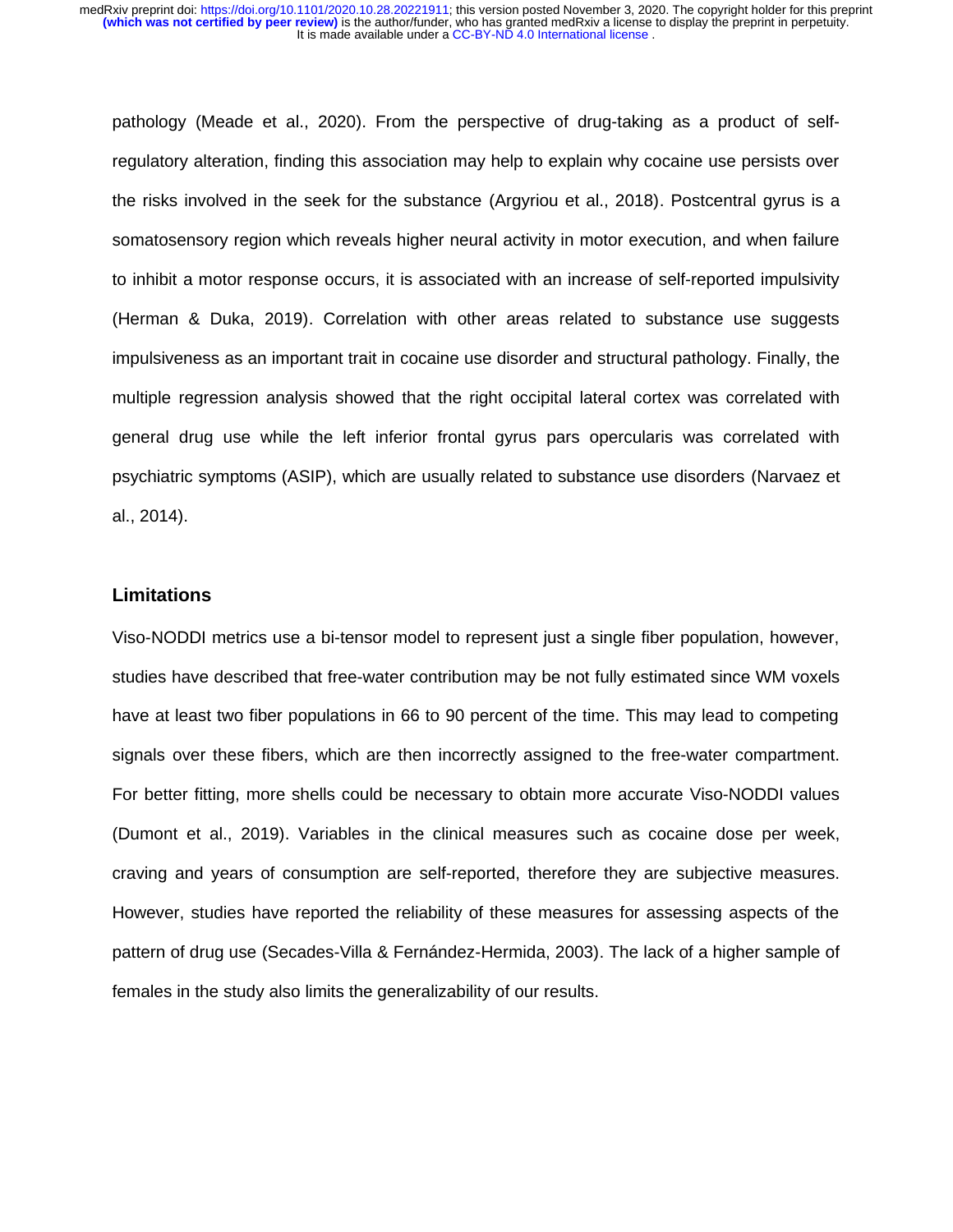pathology (Meade et al., 2020). From the perspective of drug-taking as a product of self-regulatory alteration, finding this association may help to explain why cocaine use persists over the risks involved in the seek for the substance (Argyriou et al., 2018). Postcentral gyrus is a somatosensory region which reveals higher neural activity in motor execution, and when failure to inhibit a motor response occurs, it is associated with an increase of self-reported impulsivity (Herman & Duka, 2019). Correlation with other areas related to substance use suggests impulsiveness as an important trait in cocaine use disorder and structural pathology. Finally, the multiple regression analysis showed that the right occipital lateral cortex was correlated with general drug use while the left inferior frontal gyrus pars opercularis was correlated with psychiatric symptoms (ASIP), which are usually related to substance use disorders (Narvaez et al., 2014).

## Limitations

Viso-NODDI metrics use a bi-tensor model to represent just a single fiber population, however, studies have described that free-water contribution may be not fully estimated since WM voxels have at least two fiber populations in 66 to 90 percent of the time. This may lead to competing signals over these fibers, which are then incorrectly assigned to the free-water compartment. For better fitting, more shells could be necessary to obtain more accurate Viso-NODDI values (Dumont et al., 2019). Variables in the clinical measures such as cocaine dose per week, craving and years of consumption are self-reported, therefore they are subjective measures. However, studies have reported the reliability of these measures for assessing aspects of the pattern of drug use (Secades-Villa & Fernández-Hermida, 2003). The lack of a higher sample of females in the study also limits the generalizability of our results.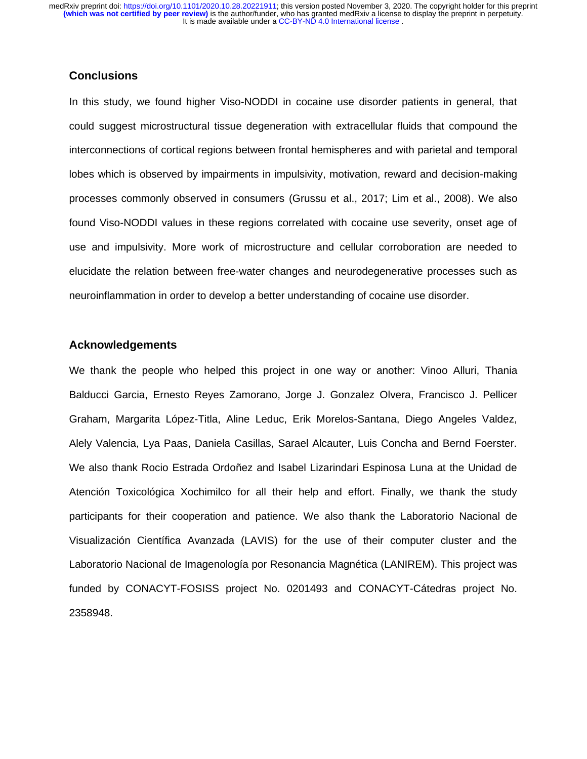## Conclusions

In this study, we found higher Viso-NODDI in cocaine use disorder patients in general, that could suggest microstructural tissue degeneration with extracellular fluids that compound the interconnections of cortical regions between frontal hemispheres and with parietal and temporal lobes which is observed by impairments in impulsivity, motivation, reward and decision-making processes commonly observed in consumers (Grussu et al., 2017; Lim et al., 2008). We also found Viso-NODDI values in these regions correlated with cocaine use severity, onset age of use and impulsivity. More work of microstructure and cellular corroboration are needed to elucidate the relation between free-water changes and neurodegenerative processes such as neuroinflammation in order to develop a better understanding of cocaine use disorder.

## Acknowledgements

We thank the people who helped this project in one way or another: Vinoo Alluri, Thania Balducci Garcia, Ernesto Reyes Zamorano, Jorge J. Gonzalez Olvera, Francisco J. Pellicer Graham, Margarita López-Titla, Aline Leduc, Erik Morelos-Santana, Diego Angeles Valdez, Alely Valencia, Lya Paas, Daniela Casillas, Sarael Alcauter, Luis Concha and Bernd Foerster. We also thank Rocio Estrada Ordoñez and Isabel Lizarindari Espinosa Luna at the Unidad de Atención Toxicológica Xochimilco for all their help and effort. Finally, we thank the study participants for their cooperation and patience. We also thank the Laboratorio Nacional de Visualización Científica Avanzada (LAVIS) for the use of their computer cluster and the Laboratorio Nacional de Imagenología por Resonancia Magnética (LANIREM). This project was funded by CONACYT-FOSISS project No. 0201493 and CONACYT-Cátedras project No. 2358948.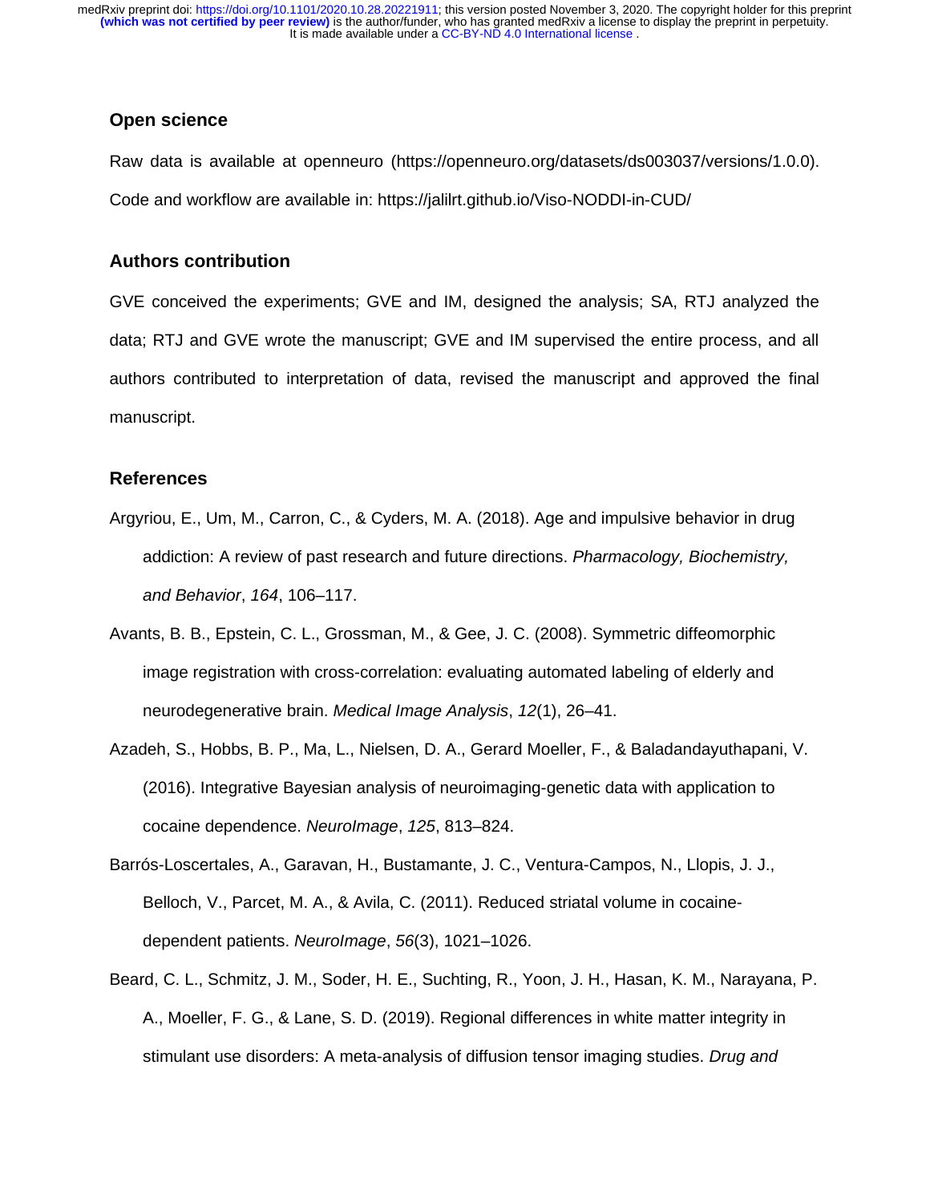## Open science

Raw data is available at openneuro (https://openneuro.org/datasets/ds003037/versions/1.0.0). Code and workflow are available in: https://jalilrt.github.io/Viso-NODDI-in-CUD/

## Authors contribution

GVE conceived the experiments; GVE and IM, designed the analysis; SA, RTJ analyzed the data; RTJ and GVE wrote the manuscript; GVE and IM supervised the entire process, and all authors contributed to interpretation of data, revised the manuscript and approved the final manuscript.

## References

Argyriou, E., Um, M., Carron, C., & Cyders, M. A. (2018). Age and impulsive behavior in drug addiction: A review of past research and future directions. *Pharmacology, Biochemistry, and Behavior*, *164*, 106–117.

Avants, B. B., Epstein, C. L., Grossman, M., & Gee, J. C. (2008). Symmetric diffeomorphic image registration with cross-correlation: evaluating automated labeling of elderly and neurodegenerative brain. *Medical Image Analysis*, *12*(1), 26–41.

Azadeh, S., Hobbs, B. P., Ma, L., Nielsen, D. A., Gerard Moeller, F., & Baladandayuthapani, V. (2016). Integrative Bayesian analysis of neuroimaging-genetic data with application to cocaine dependence. *NeuroImage*, *125*, 813–824.

Barrós-Loscertales, A., Garavan, H., Bustamante, J. C., Ventura-Campos, N., Llopis, J. J., Belloch, V., Parcet, M. A., & Avila, C. (2011). Reduced striatal volume in cocaine-dependent patients. *NeuroImage*, *56*(3), 1021–1026.

Beard, C. L., Schmitz, J. M., Soder, H. E., Suchting, R., Yoon, J. H., Hasan, K. M., Narayana, P. A., Moeller, F. G., & Lane, S. D. (2019). Regional differences in white matter integrity in stimulant use disorders: A meta-analysis of diffusion tensor imaging studies. *Drug and*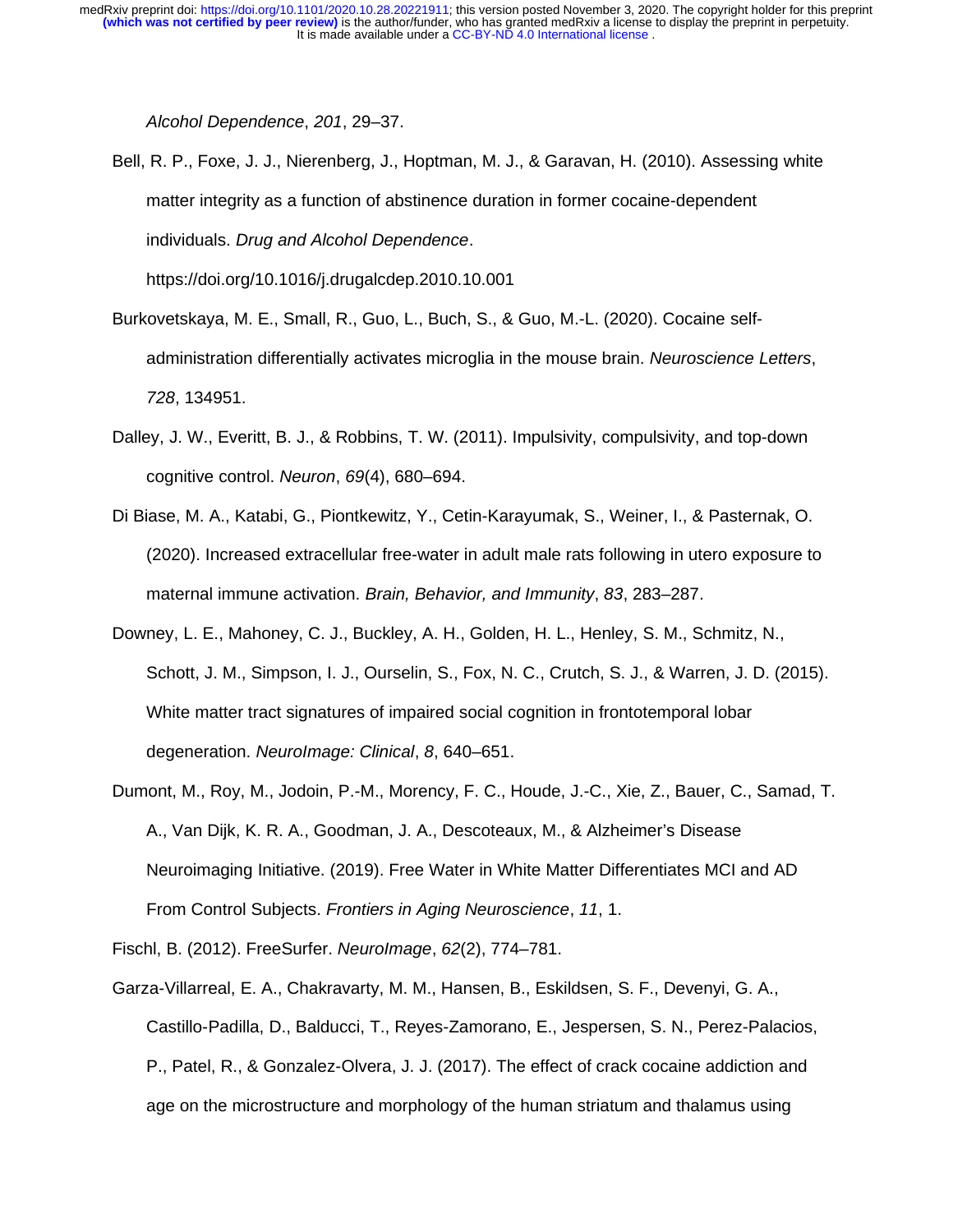*Alcohol Dependence*, *201*, 29–37.

Bell, R. P., Foxe, J. J., Nierenberg, J., Hoptman, M. J., & Garavan, H. (2010). Assessing white matter integrity as a function of abstinence duration in former cocaine-dependent individuals. *Drug and Alcohol Dependence*. https://doi.org/10.1016/j.drugalcdep.2010.10.001

Burkovetskaya, M. E., Small, R., Guo, L., Buch, S., & Guo, M.-L. (2020). Cocaine self-administration differentially activates microglia in the mouse brain. *Neuroscience Letters*, *728*, 134951.

Dalley, J. W., Everitt, B. J., & Robbins, T. W. (2011). Impulsivity, compulsivity, and top-down cognitive control. *Neuron*, *69*(4), 680–694.

Di Biase, M. A., Katabi, G., Piontkewitz, Y., Cetin-Karayumak, S., Weiner, I., & Pasternak, O. (2020). Increased extracellular free-water in adult male rats following in utero exposure to maternal immune activation. *Brain, Behavior, and Immunity*, *83*, 283–287.

Downey, L. E., Mahoney, C. J., Buckley, A. H., Golden, H. L., Henley, S. M., Schmitz, N., Schott, J. M., Simpson, I. J., Ourselin, S., Fox, N. C., Crutch, S. J., & Warren, J. D. (2015). White matter tract signatures of impaired social cognition in frontotemporal lobar degeneration. *NeuroImage: Clinical*, *8*, 640–651.

Dumont, M., Roy, M., Jodoin, P.-M., Morency, F. C., Houde, J.-C., Xie, Z., Bauer, C., Samad, T. A., Van Dijk, K. R. A., Goodman, J. A., Descoteaux, M., & Alzheimer's Disease Neuroimaging Initiative. (2019). Free Water in White Matter Differentiates MCI and AD From Control Subjects. *Frontiers in Aging Neuroscience*, *11*, 1.

Fischl, B. (2012). FreeSurfer. *NeuroImage*, *62*(2), 774–781.

Garza-Villarreal, E. A., Chakravarty, M. M., Hansen, B., Eskildsen, S. F., Devenyi, G. A., Castillo-Padilla, D., Balducci, T., Reyes-Zamorano, E., Jespersen, S. N., Perez-Palacios, P., Patel, R., & Gonzalez-Olvera, J. J. (2017). The effect of crack cocaine addiction and age on the microstructure and morphology of the human striatum and thalamus using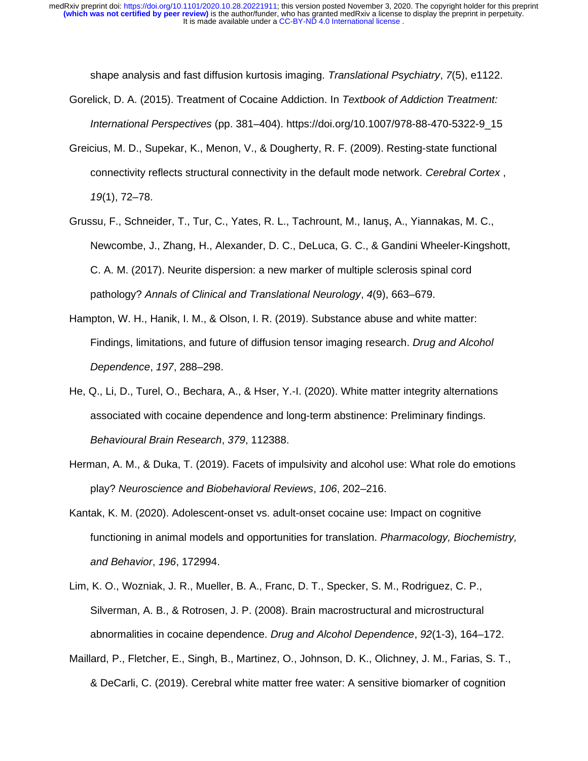shape analysis and fast diffusion kurtosis imaging. *Translational Psychiatry*, *7*(5), e1122.

Gorelick, D. A. (2015). Treatment of Cocaine Addiction. In *Textbook of Addiction Treatment: International Perspectives* (pp. 381–404). https://doi.org/10.1007/978-88-470-5322-9_15

Greicius, M. D., Supekar, K., Menon, V., & Dougherty, R. F. (2009). Resting-state functional connectivity reflects structural connectivity in the default mode network. *Cerebral Cortex* , *19*(1), 72–78.

Grussu, F., Schneider, T., Tur, C., Yates, R. L., Tachrount, M., Ianuş, A., Yiannakas, M. C., Newcombe, J., Zhang, H., Alexander, D. C., DeLuca, G. C., & Gandini Wheeler-Kingshott, C. A. M. (2017). Neurite dispersion: a new marker of multiple sclerosis spinal cord pathology? *Annals of Clinical and Translational Neurology*, *4*(9), 663–679.

Hampton, W. H., Hanik, I. M., & Olson, I. R. (2019). Substance abuse and white matter: Findings, limitations, and future of diffusion tensor imaging research. *Drug and Alcohol Dependence*, *197*, 288–298.

He, Q., Li, D., Turel, O., Bechara, A., & Hser, Y.-I. (2020). White matter integrity alternations associated with cocaine dependence and long-term abstinence: Preliminary findings. *Behavioural Brain Research*, *379*, 112388.

Herman, A. M., & Duka, T. (2019). Facets of impulsivity and alcohol use: What role do emotions play? *Neuroscience and Biobehavioral Reviews*, *106*, 202–216.

Kantak, K. M. (2020). Adolescent-onset vs. adult-onset cocaine use: Impact on cognitive functioning in animal models and opportunities for translation. *Pharmacology, Biochemistry, and Behavior*, *196*, 172994.

Lim, K. O., Wozniak, J. R., Mueller, B. A., Franc, D. T., Specker, S. M., Rodriguez, C. P., Silverman, A. B., & Rotrosen, J. P. (2008). Brain macrostructural and microstructural abnormalities in cocaine dependence. *Drug and Alcohol Dependence*, *92*(1-3), 164–172.

Maillard, P., Fletcher, E., Singh, B., Martinez, O., Johnson, D. K., Olichney, J. M., Farias, S. T., & DeCarli, C. (2019). Cerebral white matter free water: A sensitive biomarker of cognition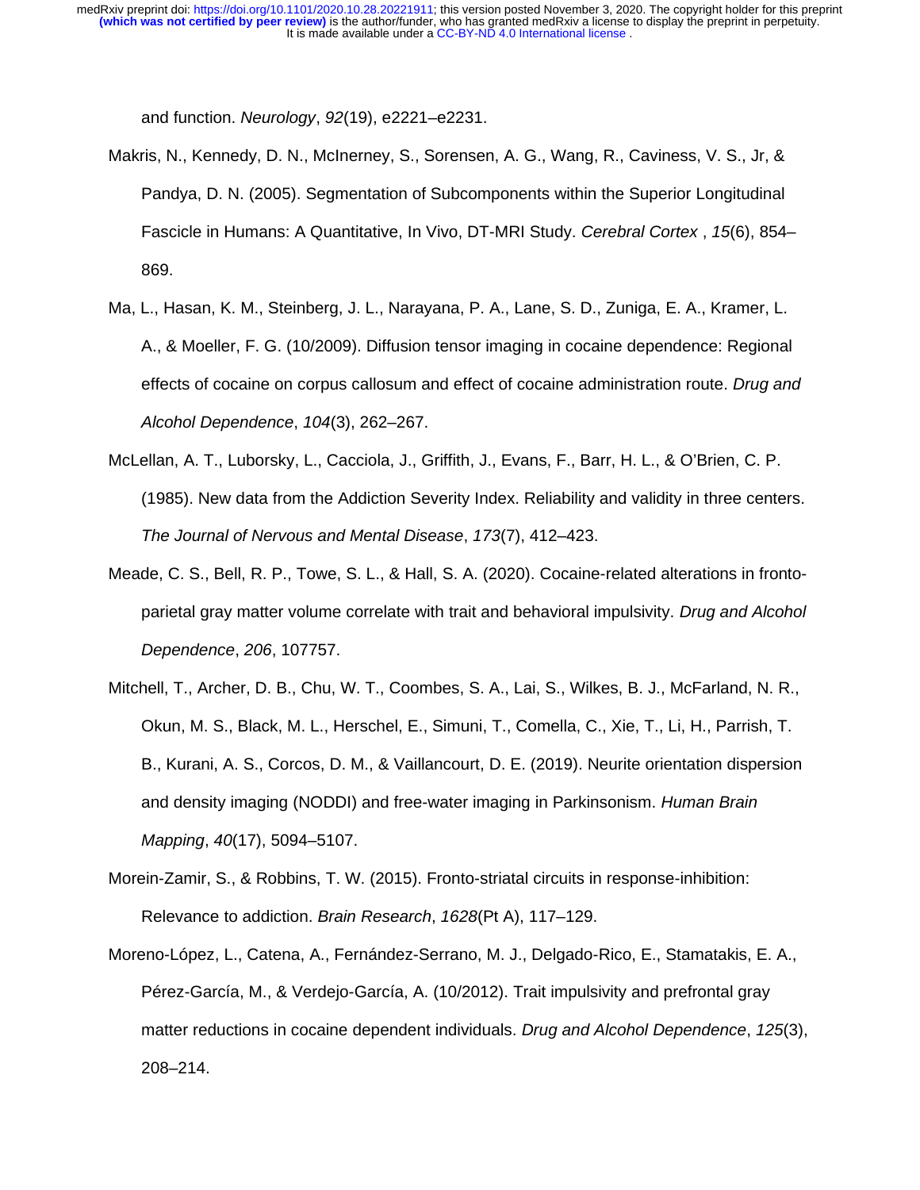and function. *Neurology*, *92*(19), e2221–e2231.

Makris, N., Kennedy, D. N., McInerney, S., Sorensen, A. G., Wang, R., Caviness, V. S., Jr, & Pandya, D. N. (2005). Segmentation of Subcomponents within the Superior Longitudinal Fascicle in Humans: A Quantitative, In Vivo, DT-MRI Study. *Cerebral Cortex* , *15*(6), 854–869.

Ma, L., Hasan, K. M., Steinberg, J. L., Narayana, P. A., Lane, S. D., Zuniga, E. A., Kramer, L. A., & Moeller, F. G. (10/2009). Diffusion tensor imaging in cocaine dependence: Regional effects of cocaine on corpus callosum and effect of cocaine administration route. *Drug and Alcohol Dependence*, *104*(3), 262–267.

McLellan, A. T., Luborsky, L., Cacciola, J., Griffith, J., Evans, F., Barr, H. L., & O'Brien, C. P. (1985). New data from the Addiction Severity Index. Reliability and validity in three centers. *The Journal of Nervous and Mental Disease*, *173*(7), 412–423.

Meade, C. S., Bell, R. P., Towe, S. L., & Hall, S. A. (2020). Cocaine-related alterations in fronto-parietal gray matter volume correlate with trait and behavioral impulsivity. *Drug and Alcohol Dependence*, *206*, 107757.

Mitchell, T., Archer, D. B., Chu, W. T., Coombes, S. A., Lai, S., Wilkes, B. J., McFarland, N. R., Okun, M. S., Black, M. L., Herschel, E., Simuni, T., Comella, C., Xie, T., Li, H., Parrish, T. B., Kurani, A. S., Corcos, D. M., & Vaillancourt, D. E. (2019). Neurite orientation dispersion and density imaging (NODDI) and free-water imaging in Parkinsonism. *Human Brain Mapping*, *40*(17), 5094–5107.

Morein-Zamir, S., & Robbins, T. W. (2015). Fronto-striatal circuits in response-inhibition: Relevance to addiction. *Brain Research*, *1628*(Pt A), 117–129.

Moreno-López, L., Catena, A., Fernández-Serrano, M. J., Delgado-Rico, E., Stamatakis, E. A., Pérez-García, M., & Verdejo-García, A. (10/2012). Trait impulsivity and prefrontal gray matter reductions in cocaine dependent individuals. *Drug and Alcohol Dependence*, *125*(3), 208–214.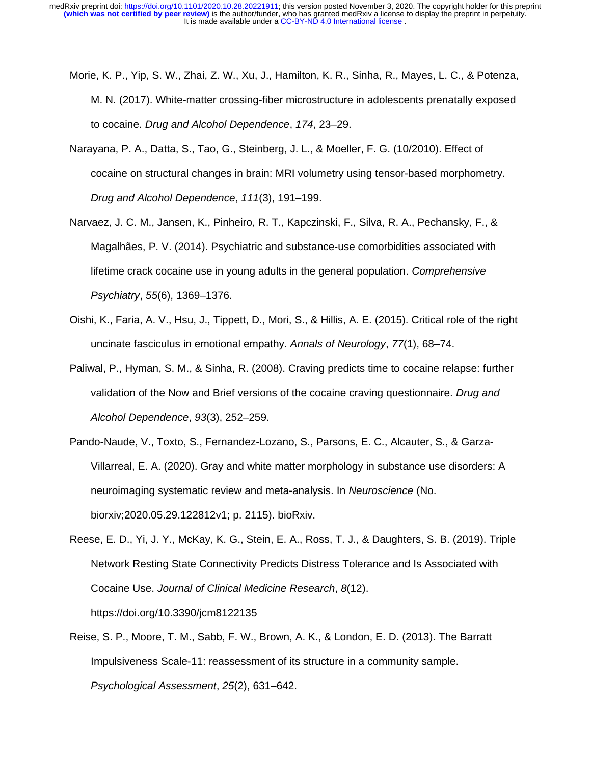Morie, K. P., Yip, S. W., Zhai, Z. W., Xu, J., Hamilton, K. R., Sinha, R., Mayes, L. C., & Potenza, M. N. (2017). White-matter crossing-fiber microstructure in adolescents prenatally exposed to cocaine. *Drug and Alcohol Dependence*, *174*, 23–29.

Narayana, P. A., Datta, S., Tao, G., Steinberg, J. L., & Moeller, F. G. (10/2010). Effect of cocaine on structural changes in brain: MRI volumetry using tensor-based morphometry. *Drug and Alcohol Dependence*, *111*(3), 191–199.

Narvaez, J. C. M., Jansen, K., Pinheiro, R. T., Kapczinski, F., Silva, R. A., Pechansky, F., & Magalhães, P. V. (2014). Psychiatric and substance-use comorbidities associated with lifetime crack cocaine use in young adults in the general population. *Comprehensive Psychiatry*, *55*(6), 1369–1376.

Oishi, K., Faria, A. V., Hsu, J., Tippett, D., Mori, S., & Hillis, A. E. (2015). Critical role of the right uncinate fasciculus in emotional empathy. *Annals of Neurology*, *77*(1), 68–74.

Paliwal, P., Hyman, S. M., & Sinha, R. (2008). Craving predicts time to cocaine relapse: further validation of the Now and Brief versions of the cocaine craving questionnaire. *Drug and Alcohol Dependence*, *93*(3), 252–259.

Pando-Naude, V., Toxto, S., Fernandez-Lozano, S., Parsons, E. C., Alcauter, S., & Garza-Villarreal, E. A. (2020). Gray and white matter morphology in substance use disorders: A neuroimaging systematic review and meta-analysis. In *Neuroscience* (No. biorxiv;2020.05.29.122812v1; p. 2115). bioRxiv.

Reese, E. D., Yi, J. Y., McKay, K. G., Stein, E. A., Ross, T. J., & Daughters, S. B. (2019). Triple Network Resting State Connectivity Predicts Distress Tolerance and Is Associated with Cocaine Use. *Journal of Clinical Medicine Research*, *8*(12). https://doi.org/10.3390/jcm8122135

Reise, S. P., Moore, T. M., Sabb, F. W., Brown, A. K., & London, E. D. (2013). The Barratt Impulsiveness Scale-11: reassessment of its structure in a community sample. *Psychological Assessment*, *25*(2), 631–642.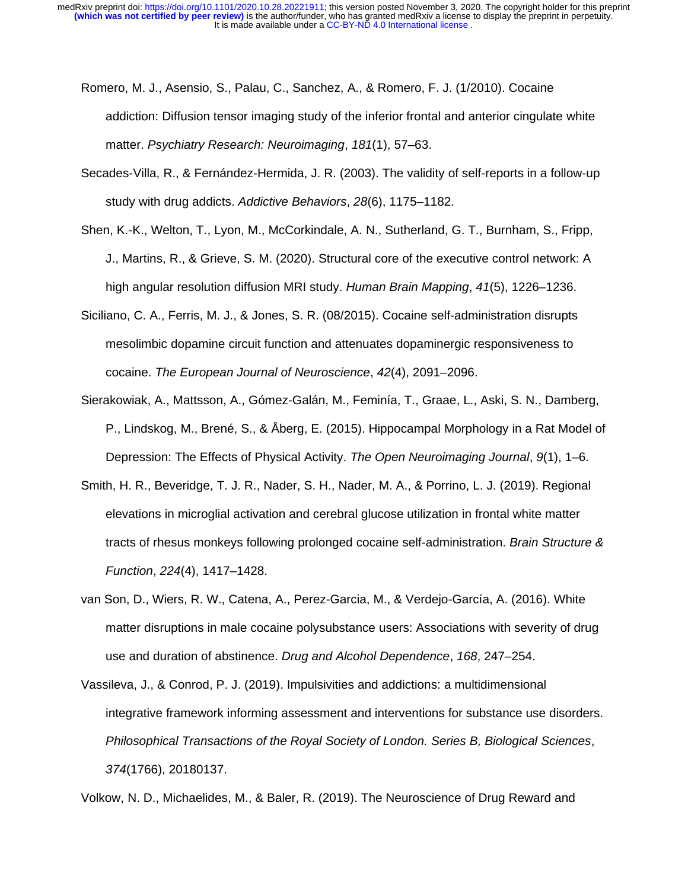Romero, M. J., Asensio, S., Palau, C., Sanchez, A., & Romero, F. J. (1/2010). Cocaine addiction: Diffusion tensor imaging study of the inferior frontal and anterior cingulate white matter. *Psychiatry Research: Neuroimaging*, *181*(1), 57–63.

Secades-Villa, R., & Fernández-Hermida, J. R. (2003). The validity of self-reports in a follow-up study with drug addicts. *Addictive Behaviors*, *28*(6), 1175–1182.

Shen, K.-K., Welton, T., Lyon, M., McCorkindale, A. N., Sutherland, G. T., Burnham, S., Fripp, J., Martins, R., & Grieve, S. M. (2020). Structural core of the executive control network: A high angular resolution diffusion MRI study. *Human Brain Mapping*, *41*(5), 1226–1236.

Siciliano, C. A., Ferris, M. J., & Jones, S. R. (08/2015). Cocaine self-administration disrupts mesolimbic dopamine circuit function and attenuates dopaminergic responsiveness to cocaine. *The European Journal of Neuroscience*, *42*(4), 2091–2096.

Sierakowiak, A., Mattsson, A., Gómez-Galán, M., Feminía, T., Graae, L., Aski, S. N., Damberg, P., Lindskog, M., Brené, S., & Åberg, E. (2015). Hippocampal Morphology in a Rat Model of Depression: The Effects of Physical Activity. *The Open Neuroimaging Journal*, *9*(1), 1–6.

Smith, H. R., Beveridge, T. J. R., Nader, S. H., Nader, M. A., & Porrino, L. J. (2019). Regional elevations in microglial activation and cerebral glucose utilization in frontal white matter tracts of rhesus monkeys following prolonged cocaine self-administration. *Brain Structure & Function*, *224*(4), 1417–1428.

van Son, D., Wiers, R. W., Catena, A., Perez-Garcia, M., & Verdejo-García, A. (2016). White matter disruptions in male cocaine polysubstance users: Associations with severity of drug use and duration of abstinence. *Drug and Alcohol Dependence*, *168*, 247–254.

Vassileva, J., & Conrod, P. J. (2019). Impulsivities and addictions: a multidimensional integrative framework informing assessment and interventions for substance use disorders. *Philosophical Transactions of the Royal Society of London. Series B, Biological Sciences*, *374*(1766), 20180137.

Volkow, N. D., Michaelides, M., & Baler, R. (2019). The Neuroscience of Drug Reward and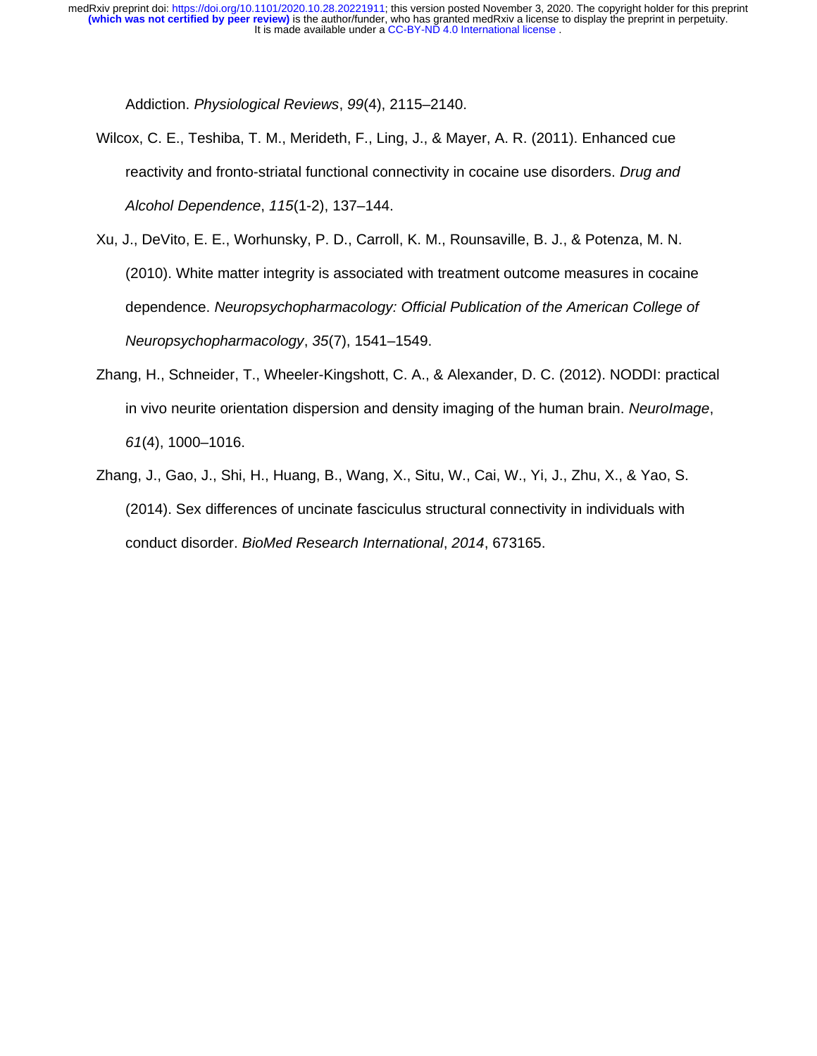Addiction. *Physiological Reviews*, *99*(4), 2115–2140.

Wilcox, C. E., Teshiba, T. M., Merideth, F., Ling, J., & Mayer, A. R. (2011). Enhanced cue reactivity and fronto-striatal functional connectivity in cocaine use disorders. *Drug and Alcohol Dependence*, *115*(1-2), 137–144.

Xu, J., DeVito, E. E., Worhunsky, P. D., Carroll, K. M., Rounsaville, B. J., & Potenza, M. N. (2010). White matter integrity is associated with treatment outcome measures in cocaine dependence. *Neuropsychopharmacology: Official Publication of the American College of Neuropsychopharmacology*, *35*(7), 1541–1549.

Zhang, H., Schneider, T., Wheeler-Kingshott, C. A., & Alexander, D. C. (2012). NODDI: practical in vivo neurite orientation dispersion and density imaging of the human brain. *NeuroImage*, *61*(4), 1000–1016.

Zhang, J., Gao, J., Shi, H., Huang, B., Wang, X., Situ, W., Cai, W., Yi, J., Zhu, X., & Yao, S. (2014). Sex differences of uncinate fasciculus structural connectivity in individuals with conduct disorder. *BioMed Research International*, *2014*, 673165.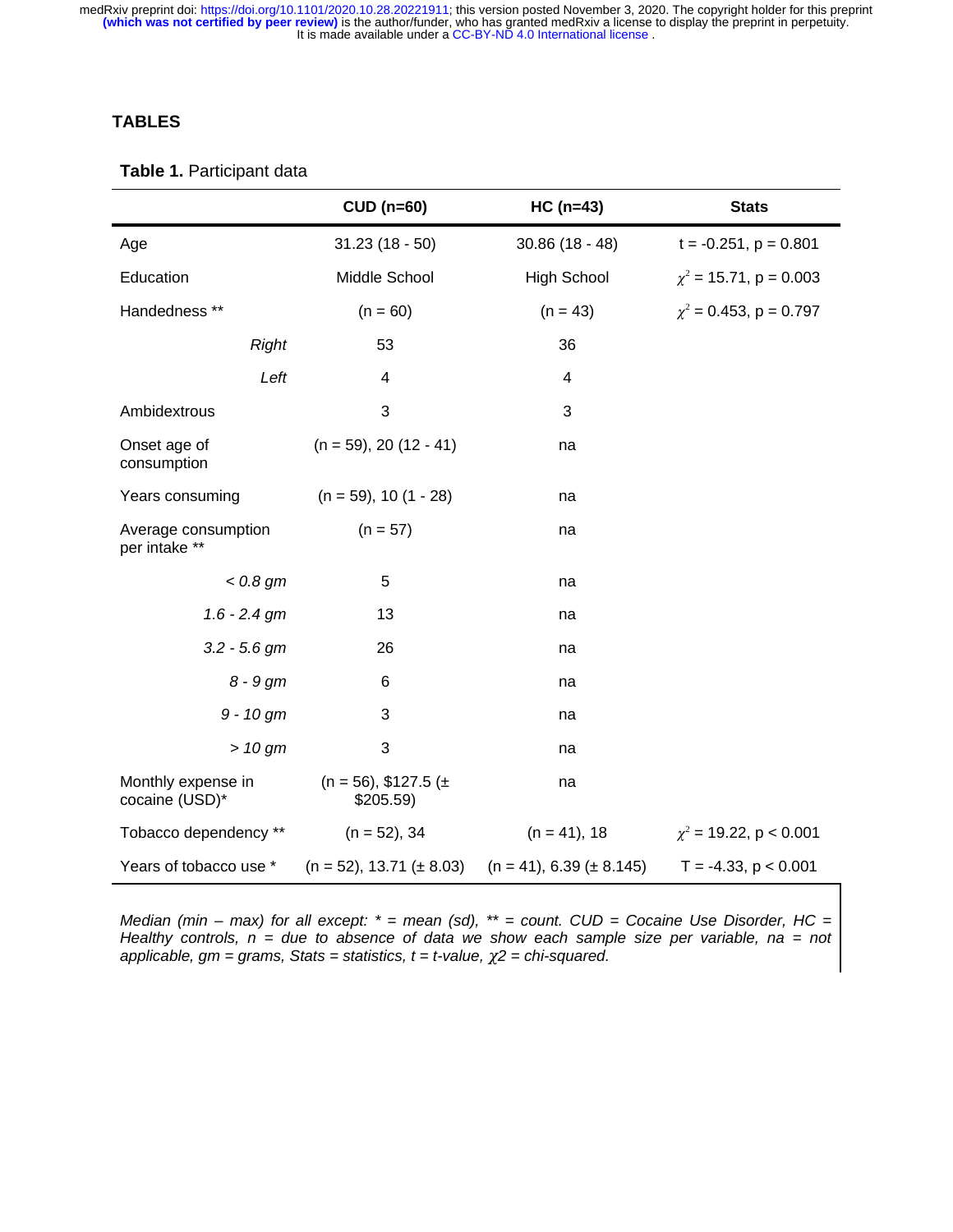## TABLES

**Table 1.** Participant data

| | CUD (n=60) | HC (n=43) | Stats |
|---|---|---|---|
| Age | 31.23 (18 - 50) | 30.86 (18 - 48) | t = -0.251, p = 0.801 |
| Education | Middle School | High School | $\chi^2$ = 15.71, p = 0.003 |
| Handedness ** | (n = 60) | (n = 43) | $\chi^2$ = 0.453, p = 0.797 |
| *Right* | 53 | 36 | |
| *Left* | 4 | 4 | |
| Ambidextrous | 3 | 3 | |
| Onset age of consumption | (n = 59), 20 (12 - 41) | na | |
| Years consuming | (n = 59), 10 (1 - 28) | na | |
| Average consumption per intake ** | (n = 57) | na | |
| *< 0.8 gm* | 5 | na | |
| *1.6 - 2.4 gm* | 13 | na | |
| *3.2 - 5.6 gm* | 26 | na | |
| *8 - 9 gm* | 6 | na | |
| *9 - 10 gm* | 3 | na | |
| *> 10 gm* | 3 | na | |
| Monthly expense in cocaine (USD)* | (n = 56), $127.5 (± $205.59) | na | |
| Tobacco dependency ** | (n = 52), 34 | (n = 41), 18 | $\chi^2$ = 19.22, p < 0.001 |
| Years of tobacco use * | (n = 52), 13.71 (± 8.03) | (n = 41), 6.39 (± 8.145) | T = -4.33, p < 0.001 |

*Median (min – max) for all except: * = mean (sd), ** = count. CUD = Cocaine Use Disorder, HC = Healthy controls, n = due to absence of data we show each sample size per variable, na = not applicable, gm = grams, Stats = statistics, t = t-value, χ2 = chi-squared.*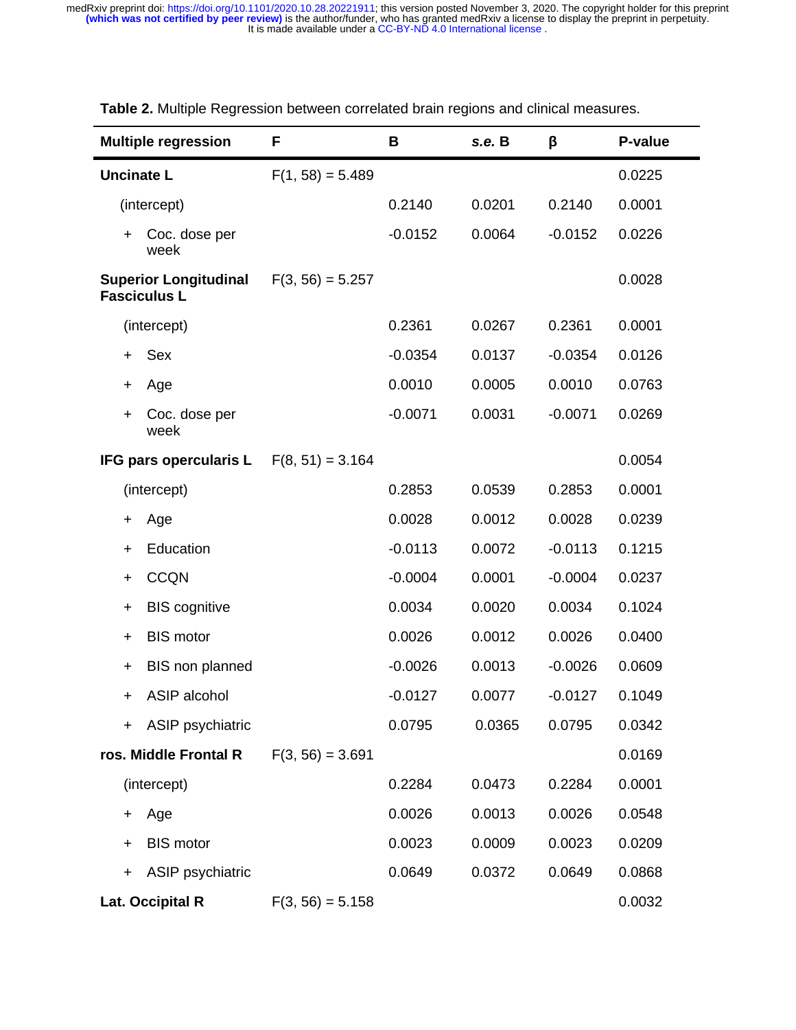**Table 2.** Multiple Regression between correlated brain regions and clinical measures.

| Multiple regression | F | B | *s.e.* B | β | P-value |
|---|---|---|---|---|---|
| **Uncinate L** | F(1, 58) = 5.489 | | | | 0.0225 |
| (intercept) | | 0.2140 | 0.0201 | 0.2140 | 0.0001 |
| + Coc. dose per week | | -0.0152 | 0.0064 | -0.0152 | 0.0226 |
| **Superior Longitudinal Fasciculus L** | F(3, 56) = 5.257 | | | | 0.0028 |
| (intercept) | | 0.2361 | 0.0267 | 0.2361 | 0.0001 |
| + Sex | | -0.0354 | 0.0137 | -0.0354 | 0.0126 |
| + Age | | 0.0010 | 0.0005 | 0.0010 | 0.0763 |
| + Coc. dose per week | | -0.0071 | 0.0031 | -0.0071 | 0.0269 |
| **IFG pars opercularis L** | F(8, 51) = 3.164 | | | | 0.0054 |
| (intercept) | | 0.2853 | 0.0539 | 0.2853 | 0.0001 |
| + Age | | 0.0028 | 0.0012 | 0.0028 | 0.0239 |
| + Education | | -0.0113 | 0.0072 | -0.0113 | 0.1215 |
| + CCQN | | -0.0004 | 0.0001 | -0.0004 | 0.0237 |
| + BIS cognitive | | 0.0034 | 0.0020 | 0.0034 | 0.1024 |
| + BIS motor | | 0.0026 | 0.0012 | 0.0026 | 0.0400 |
| + BIS non planned | | -0.0026 | 0.0013 | -0.0026 | 0.0609 |
| + ASIP alcohol | | -0.0127 | 0.0077 | -0.0127 | 0.1049 |
| + ASIP psychiatric | | 0.0795 | 0.0365 | 0.0795 | 0.0342 |
| **ros. Middle Frontal R** | F(3, 56) = 3.691 | | | | 0.0169 |
| (intercept) | | 0.2284 | 0.0473 | 0.2284 | 0.0001 |
| + Age | | 0.0026 | 0.0013 | 0.0026 | 0.0548 |
| + BIS motor | | 0.0023 | 0.0009 | 0.0023 | 0.0209 |
| + ASIP psychiatric | | 0.0649 | 0.0372 | 0.0649 | 0.0868 |
| **Lat. Occipital R** | F(3, 56) = 5.158 | | | | 0.0032 |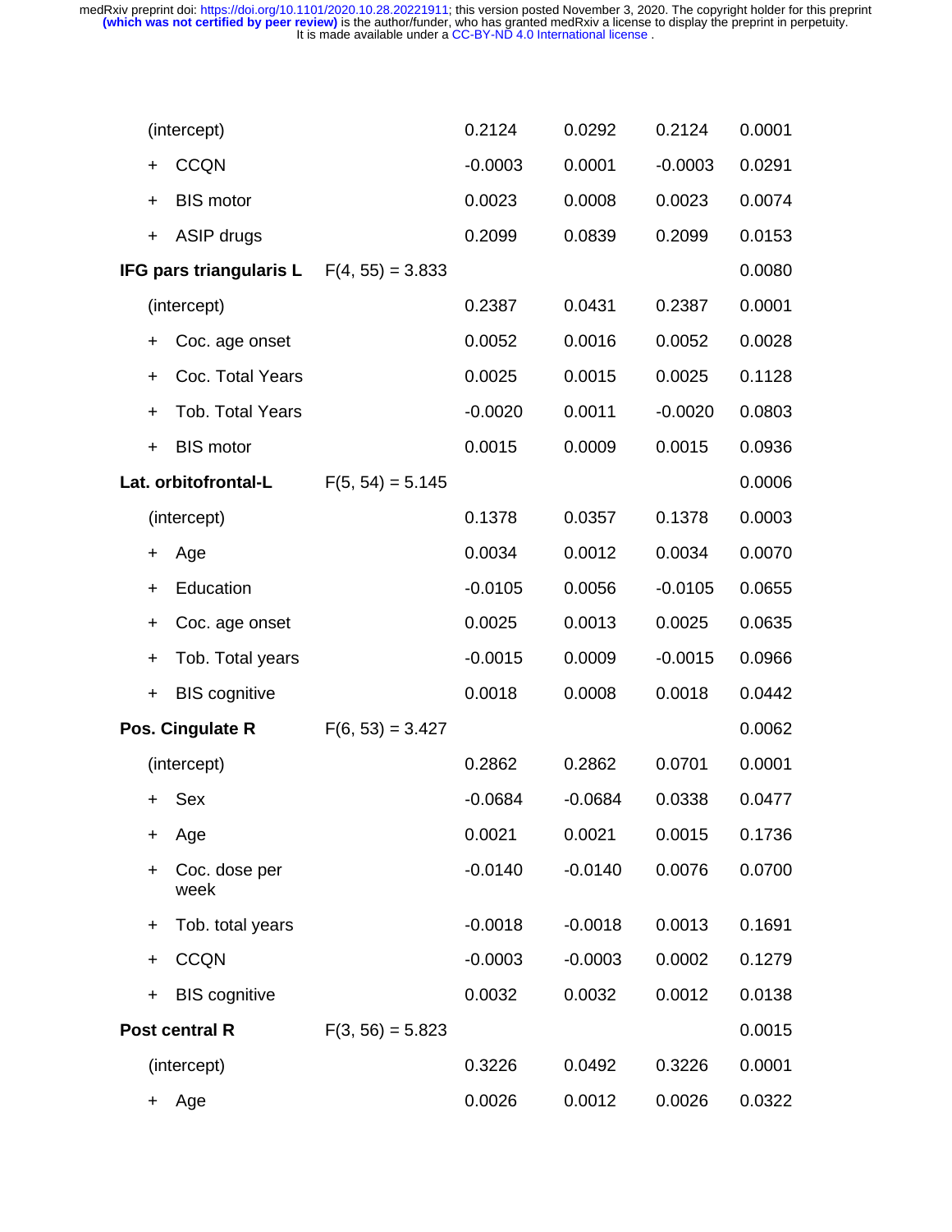| | | | | | |
|---|---|---|---|---|---|
| (intercept) | | 0.2124 | 0.0292 | 0.2124 | 0.0001 |
| + CCQN | | -0.0003 | 0.0001 | -0.0003 | 0.0291 |
| + BIS motor | | 0.0023 | 0.0008 | 0.0023 | 0.0074 |
| + ASIP drugs | | 0.2099 | 0.0839 | 0.2099 | 0.0153 |
| **IFG pars triangularis L** | $F(4, 55) = 3.833$ | | | | 0.0080 |
| (intercept) | | 0.2387 | 0.0431 | 0.2387 | 0.0001 |
| + Coc. age onset | | 0.0052 | 0.0016 | 0.0052 | 0.0028 |
| + Coc. Total Years | | 0.0025 | 0.0015 | 0.0025 | 0.1128 |
| + Tob. Total Years | | -0.0020 | 0.0011 | -0.0020 | 0.0803 |
| + BIS motor | | 0.0015 | 0.0009 | 0.0015 | 0.0936 |
| **Lat. orbitofrontal-L** | $F(5, 54) = 5.145$ | | | | 0.0006 |
| (intercept) | | 0.1378 | 0.0357 | 0.1378 | 0.0003 |
| + Age | | 0.0034 | 0.0012 | 0.0034 | 0.0070 |
| + Education | | -0.0105 | 0.0056 | -0.0105 | 0.0655 |
| + Coc. age onset | | 0.0025 | 0.0013 | 0.0025 | 0.0635 |
| + Tob. Total years | | -0.0015 | 0.0009 | -0.0015 | 0.0966 |
| + BIS cognitive | | 0.0018 | 0.0008 | 0.0018 | 0.0442 |
| **Pos. Cingulate R** | $F(6, 53) = 3.427$ | | | | 0.0062 |
| (intercept) | | 0.2862 | 0.2862 | 0.0701 | 0.0001 |
| + Sex | | -0.0684 | -0.0684 | 0.0338 | 0.0477 |
| + Age | | 0.0021 | 0.0021 | 0.0015 | 0.1736 |
| + Coc. dose per week | | -0.0140 | -0.0140 | 0.0076 | 0.0700 |
| + Tob. total years | | -0.0018 | -0.0018 | 0.0013 | 0.1691 |
| + CCQN | | -0.0003 | -0.0003 | 0.0002 | 0.1279 |
| + BIS cognitive | | 0.0032 | 0.0032 | 0.0012 | 0.0138 |
| **Post central R** | $F(3, 56) = 5.823$ | | | | 0.0015 |
| (intercept) | | 0.3226 | 0.0492 | 0.3226 | 0.0001 |
| + Age | | 0.0026 | 0.0012 | 0.0026 | 0.0322 |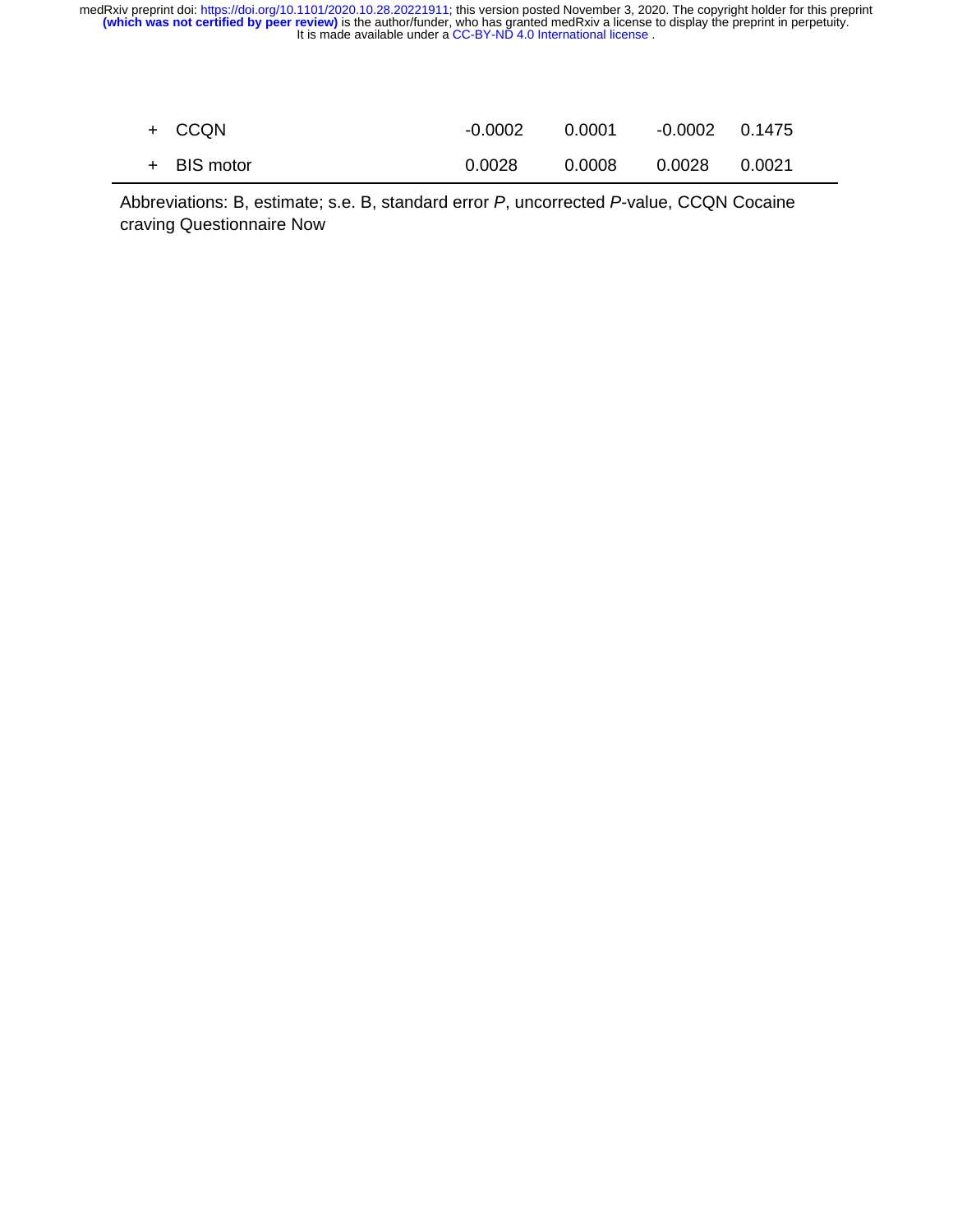| | | | | | |
|---|---|---|---|---|---|
| + | CCQN | -0.0002 | 0.0001 | -0.0002 | 0.1475 |
| + | BIS motor | 0.0028 | 0.0008 | 0.0028 | 0.0021 |

Abbreviations: B, estimate; s.e. B, standard error *P*, uncorrected *P*-value, CCQN Cocaine craving Questionnaire Now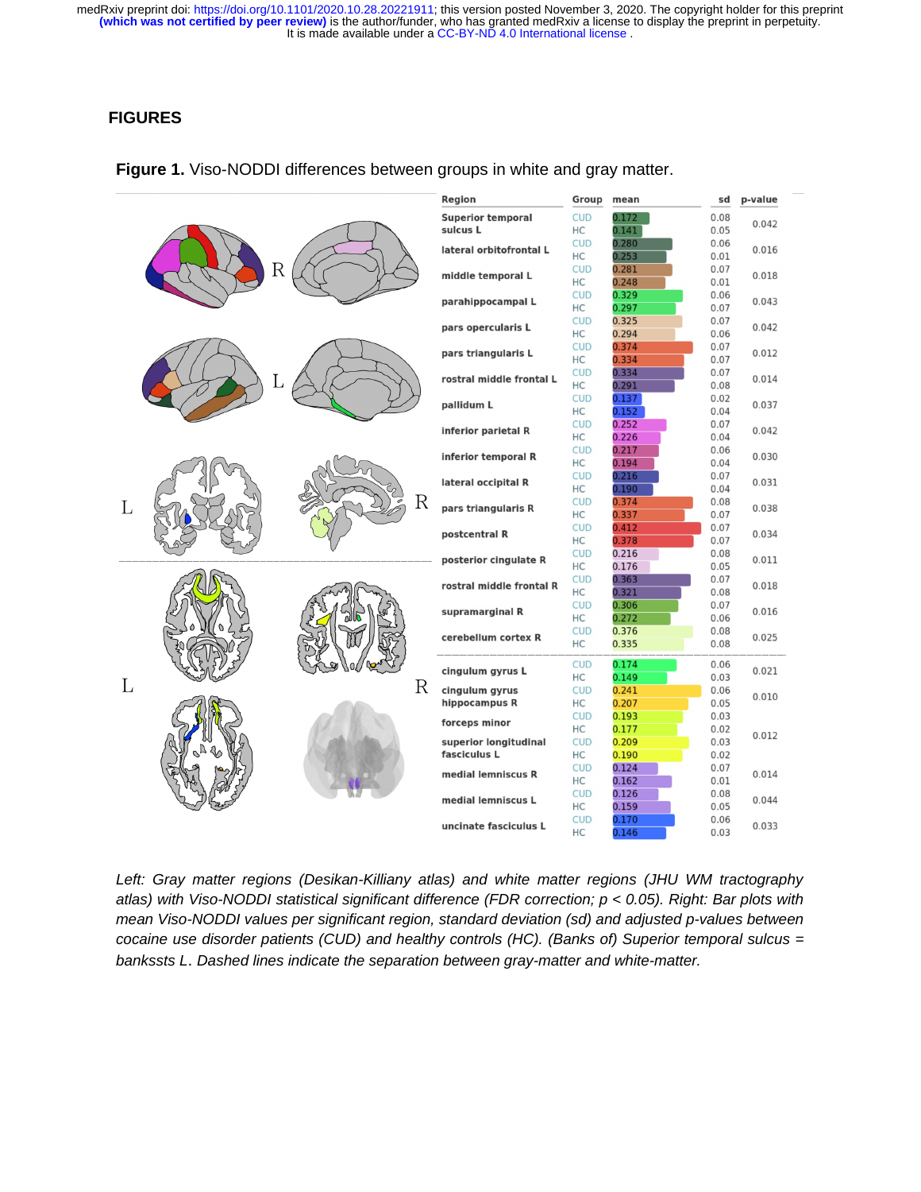## FIGURES

**Figure 1.** Viso-NODDI differences between groups in white and gray matter.

| Region | Group | mean | sd | p-value |
|---|---|---|---|---|
| Superior temporal sulcus L | CUD | 0.172 | 0.08 | 0.042 |
| | HC | 0.141 | 0.05 | |
| lateral orbitofrontal L | CUD | 0.280 | 0.06 | 0.016 |
| | HC | 0.253 | 0.01 | |
| middle temporal L | CUD | 0.281 | 0.07 | 0.018 |
| | HC | 0.248 | 0.01 | |
| parahippocampal L | CUD | 0.329 | 0.06 | 0.043 |
| | HC | 0.297 | 0.07 | |
| pars opercularis L | CUD | 0.325 | 0.07 | 0.042 |
| | HC | 0.294 | 0.06 | |
| pars triangularis L | CUD | 0.374 | 0.07 | 0.012 |
| | HC | 0.334 | 0.07 | |
| rostral middle frontal L | CUD | 0.334 | 0.07 | 0.014 |
| | HC | 0.291 | 0.08 | |
| pallidum L | CUD | 0.137 | 0.02 | 0.037 |
| | HC | 0.152 | 0.04 | |
| inferior parietal R | CUD | 0.252 | 0.07 | 0.042 |
| | HC | 0.226 | 0.04 | |
| inferior temporal R | CUD | 0.217 | 0.06 | 0.030 |
| | HC | 0.194 | 0.04 | |
| lateral occipital R | CUD | 0.216 | 0.07 | 0.031 |
| | HC | 0.190 | 0.04 | |
| pars triangularis R | CUD | 0.374 | 0.08 | 0.038 |
| | HC | 0.337 | 0.07 | |
| postcentral R | CUD | 0.412 | 0.07 | 0.034 |
| | HC | 0.378 | 0.07 | |
| posterior cingulate R | CUD | 0.216 | 0.08 | 0.011 |
| | HC | 0.176 | 0.05 | |
| rostral middle frontal R | CUD | 0.363 | 0.07 | 0.018 |
| | HC | 0.321 | 0.08 | |
| supramarginal R | CUD | 0.306 | 0.07 | 0.016 |
| | HC | 0.272 | 0.06 | |
| cerebellum cortex R | CUD | 0.376 | 0.08 | 0.025 |
| | HC | 0.335 | 0.08 | |
| cingulum gyrus L | CUD | 0.174 | 0.06 | 0.021 |
| | HC | 0.149 | 0.03 | |
| cingulum gyrus hippocampus R | CUD | 0.241 | 0.06 | 0.010 |
| | HC | 0.207 | 0.05 | |
| forceps minor | CUD | 0.193 | 0.03 | 0.012 |
| | HC | 0.177 | 0.02 | |
| superior longitudinal fasciculus L | CUD | 0.209 | 0.03 | |
| | HC | 0.190 | 0.02 | |
| medial lemniscus R | CUD | 0.124 | 0.07 | 0.014 |
| | HC | 0.162 | 0.01 | |
| medial lemniscus L | CUD | 0.126 | 0.08 | 0.044 |
| | HC | 0.159 | 0.05 | |
| uncinate fasciculus L | CUD | 0.170 | 0.06 | 0.033 |
| | HC | 0.146 | 0.03 | |

*Left: Gray matter regions (Desikan-Killiany atlas) and white matter regions (JHU WM tractography atlas) with Viso-NODDI statistical significant difference (FDR correction; $p < 0.05$). Right: Bar plots with mean Viso-NODDI values per significant region, standard deviation (sd) and adjusted p-values between cocaine use disorder patients (CUD) and healthy controls (HC). (Banks of) Superior temporal sulcus = bankssts L. Dashed lines indicate the separation between gray-matter and white-matter.*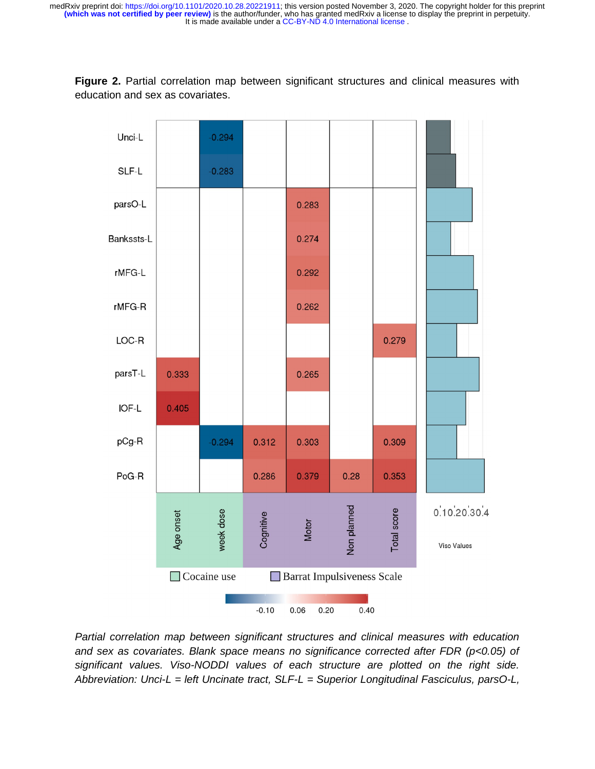**Figure 2.** Partial correlation map between significant structures and clinical measures with education and sex as covariates.

| | Age onset | week dose | Cognitive | Motor | Non planned | Total score |
|---|---|---|---|---|---|---|
| Unci-L | | -0.294 | | | | |
| SLF-L | | -0.283 | | | | |
| parsO-L | | | | 0.283 | | |
| Bankssts-L | | | | 0.274 | | |
| rMFG-L | | | | 0.292 | | |
| rMFG-R | | | | 0.262 | | |
| LOC-R | | | | | | 0.279 |
| parsT-L | 0.333 | | | 0.265 | | |
| IOF-L | 0.405 | | | | | |
| pCg-R | | -0.294 | 0.312 | 0.303 | | 0.309 |
| PoG-R | | | 0.286 | 0.379 | 0.28 | 0.353 |

Cocaine use: Age onset, week dose. Barrat Impulsiveness Scale: Cognitive, Motor, Non planned, Total score.

Viso Values (axis: 0, 0.1, 0.2, 0.3, 0.4). Color scale: -0.10, 0.06, 0.20, 0.40.

*Partial correlation map between significant structures and clinical measures with education and sex as covariates. Blank space means no significance corrected after FDR (p<0.05) of significant values. Viso-NODDI values of each structure are plotted on the right side. Abbreviation: Unci-L = left Uncinate tract, SLF-L = Superior Longitudinal Fasciculus, parsO-L,*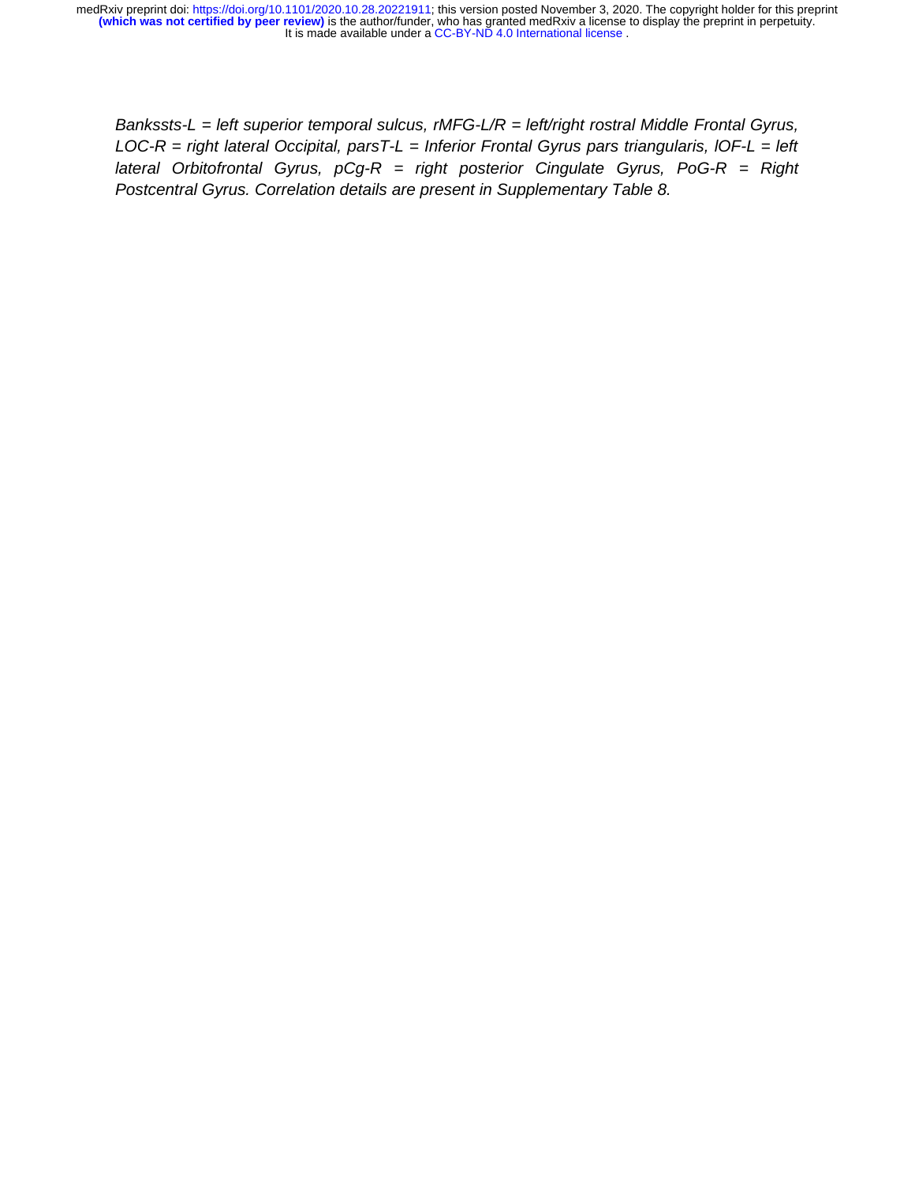*Bankssts-L = left superior temporal sulcus, rMFG-L/R = left/right rostral Middle Frontal Gyrus, LOC-R = right lateral Occipital, parsT-L = Inferior Frontal Gyrus pars triangularis, lOF-L = left lateral Orbitofrontal Gyrus, pCg-R = right posterior Cingulate Gyrus, PoG-R = Right Postcentral Gyrus. Correlation details are present in Supplementary Table 8.*